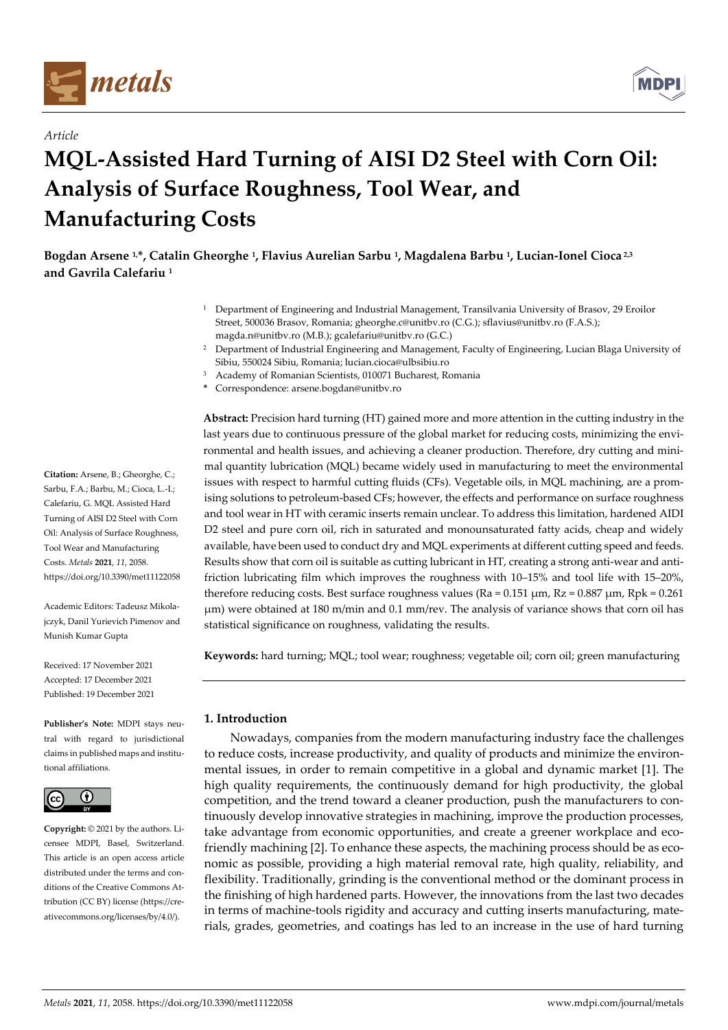*Article*

# MQL-Assisted Hard Turning of AISI D2 Steel with Corn Oil: Analysis of Surface Roughness, Tool Wear, and Manufacturing Costs

**Bogdan Arsene [1,*], Catalin Gheorghe [1], Flavius Aurelian Sarbu [1], Magdalena Barbu [1], Lucian-Ionel Cioca [2,3] and Gavrila Calefariu [1]**

[1] Department of Engineering and Industrial Management, Transilvania University of Brasov, 29 Eroilor Street, 500036 Brasov, Romania; gheorghe.c@unitbv.ro (C.G.); sflavius@unitbv.ro (F.A.S.); magda.n@unitbv.ro (M.B.); gcalefariu@unitbv.ro (G.C.)

[2] Department of Industrial Engineering and Management, Faculty of Engineering, Lucian Blaga University of Sibiu, 550024 Sibiu, Romania; lucian.cioca@ulbsibiu.ro

[3] Academy of Romanian Scientists, 010071 Bucharest, Romania

\* Correspondence: arsene.bogdan@unitbv.ro

**Citation:** Arsene, B.; Gheorghe, C.; Sarbu, F.A.; Barbu, M.; Cioca, L.-I.; Calefariu, G. MQL Assisted Hard Turning of AISI D2 Steel with Corn Oil: Analysis of Surface Roughness, Tool Wear and Manufacturing Costs. *Metals* **2021**, *11*, 2058. https://doi.org/10.3390/met11122058

Academic Editors: Tadeusz Mikolajczyk, Danil Yurievich Pimenov and Munish Kumar Gupta

Received: 17 November 2021
Accepted: 17 December 2021
Published: 19 December 2021

**Publisher's Note:** MDPI stays neutral with regard to jurisdictional claims in published maps and institutional affiliations.

**Copyright:** © 2021 by the authors. Licensee MDPI, Basel, Switzerland. This article is an open access article distributed under the terms and conditions of the Creative Commons Attribution (CC BY) license (https://creativecommons.org/licenses/by/4.0/).

**Abstract:** Precision hard turning (HT) gained more and more attention in the cutting industry in the last years due to continuous pressure of the global market for reducing costs, minimizing the environmental and health issues, and achieving a cleaner production. Therefore, dry cutting and minimal quantity lubrication (MQL) became widely used in manufacturing to meet the environmental issues with respect to harmful cutting fluids (CFs). Vegetable oils, in MQL machining, are a promising solutions to petroleum-based CFs; however, the effects and performance on surface roughness and tool wear in HT with ceramic inserts remain unclear. To address this limitation, hardened AIDI D2 steel and pure corn oil, rich in saturated and monounsaturated fatty acids, cheap and widely available, have been used to conduct dry and MQL experiments at different cutting speed and feeds. Results show that corn oil is suitable as cutting lubricant in HT, creating a strong anti-wear and anti-friction lubricating film which improves the roughness with 10–15% and tool life with 15–20%, therefore reducing costs. Best surface roughness values (Ra = 0.151 μm, Rz = 0.887 μm, Rpk = 0.261 μm) were obtained at 180 m/min and 0.1 mm/rev. The analysis of variance shows that corn oil has statistical significance on roughness, validating the results.

**Keywords:** hard turning; MQL; tool wear; roughness; vegetable oil; corn oil; green manufacturing

## 1. Introduction

Nowadays, companies from the modern manufacturing industry face the challenges to reduce costs, increase productivity, and quality of products and minimize the environmental issues, in order to remain competitive in a global and dynamic market [1]. The high quality requirements, the continuously demand for high productivity, the global competition, and the trend toward a cleaner production, push the manufacturers to continuously develop innovative strategies in machining, improve the production processes, take advantage from economic opportunities, and create a greener workplace and eco-friendly machining [2]. To enhance these aspects, the machining process should be as economic as possible, providing a high material removal rate, high quality, reliability, and flexibility. Traditionally, grinding is the conventional method or the dominant process in the finishing of high hardened parts. However, the innovations from the last two decades in terms of machine-tools rigidity and accuracy and cutting inserts manufacturing, materials, grades, geometries, and coatings has led to an increase in the use of hard turning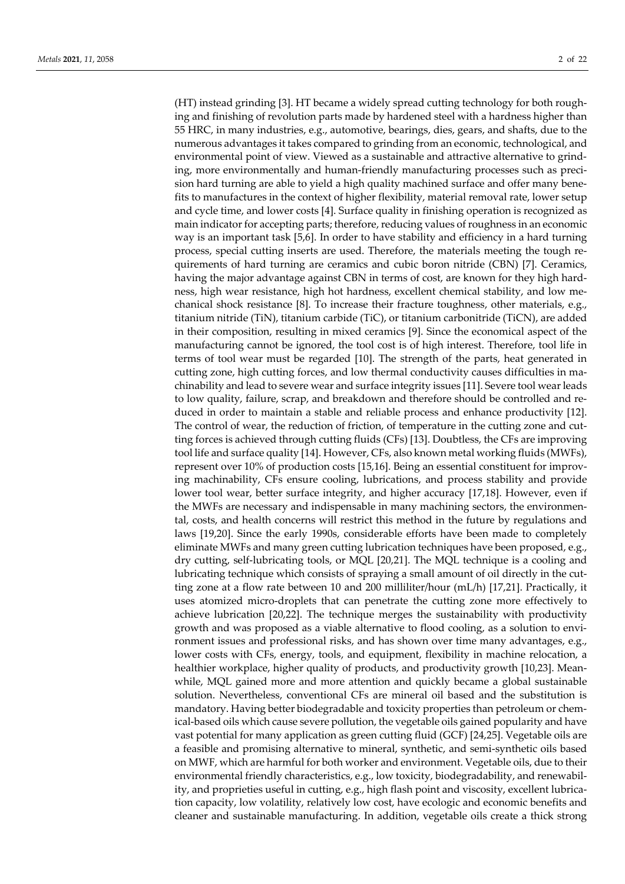(HT) instead grinding [3]. HT became a widely spread cutting technology for both roughing and finishing of revolution parts made by hardened steel with a hardness higher than 55 HRC, in many industries, e.g., automotive, bearings, dies, gears, and shafts, due to the numerous advantages it takes compared to grinding from an economic, technological, and environmental point of view. Viewed as a sustainable and attractive alternative to grinding, more environmentally and human-friendly manufacturing processes such as precision hard turning are able to yield a high quality machined surface and offer many benefits to manufactures in the context of higher flexibility, material removal rate, lower setup and cycle time, and lower costs [4]. Surface quality in finishing operation is recognized as main indicator for accepting parts; therefore, reducing values of roughness in an economic way is an important task [5,6]. In order to have stability and efficiency in a hard turning process, special cutting inserts are used. Therefore, the materials meeting the tough requirements of hard turning are ceramics and cubic boron nitride (CBN) [7]. Ceramics, having the major advantage against CBN in terms of cost, are known for they high hardness, high wear resistance, high hot hardness, excellent chemical stability, and low mechanical shock resistance [8]. To increase their fracture toughness, other materials, e.g., titanium nitride (TiN), titanium carbide (TiC), or titanium carbonitride (TiCN), are added in their composition, resulting in mixed ceramics [9]. Since the economical aspect of the manufacturing cannot be ignored, the tool cost is of high interest. Therefore, tool life in terms of tool wear must be regarded [10]. The strength of the parts, heat generated in cutting zone, high cutting forces, and low thermal conductivity causes difficulties in machinability and lead to severe wear and surface integrity issues [11]. Severe tool wear leads to low quality, failure, scrap, and breakdown and therefore should be controlled and reduced in order to maintain a stable and reliable process and enhance productivity [12]. The control of wear, the reduction of friction, of temperature in the cutting zone and cutting forces is achieved through cutting fluids (CFs) [13]. Doubtless, the CFs are improving tool life and surface quality [14]. However, CFs, also known metal working fluids (MWFs), represent over 10% of production costs [15,16]. Being an essential constituent for improving machinability, CFs ensure cooling, lubrications, and process stability and provide lower tool wear, better surface integrity, and higher accuracy [17,18]. However, even if the MWFs are necessary and indispensable in many machining sectors, the environmental, costs, and health concerns will restrict this method in the future by regulations and laws [19,20]. Since the early 1990s, considerable efforts have been made to completely eliminate MWFs and many green cutting lubrication techniques have been proposed, e.g., dry cutting, self-lubricating tools, or MQL [20,21]. The MQL technique is a cooling and lubricating technique which consists of spraying a small amount of oil directly in the cutting zone at a flow rate between 10 and 200 milliliter/hour (mL/h) [17,21]. Practically, it uses atomized micro-droplets that can penetrate the cutting zone more effectively to achieve lubrication [20,22]. The technique merges the sustainability with productivity growth and was proposed as a viable alternative to flood cooling, as a solution to environment issues and professional risks, and has shown over time many advantages, e.g., lower costs with CFs, energy, tools, and equipment, flexibility in machine relocation, a healthier workplace, higher quality of products, and productivity growth [10,23]. Meanwhile, MQL gained more and more attention and quickly became a global sustainable solution. Nevertheless, conventional CFs are mineral oil based and the substitution is mandatory. Having better biodegradable and toxicity properties than petroleum or chemical-based oils which cause severe pollution, the vegetable oils gained popularity and have vast potential for many application as green cutting fluid (GCF) [24,25]. Vegetable oils are a feasible and promising alternative to mineral, synthetic, and semi-synthetic oils based on MWF, which are harmful for both worker and environment. Vegetable oils, due to their environmental friendly characteristics, e.g., low toxicity, biodegradability, and renewability, and proprieties useful in cutting, e.g., high flash point and viscosity, excellent lubrication capacity, low volatility, relatively low cost, have ecologic and economic benefits and cleaner and sustainable manufacturing. In addition, vegetable oils create a thick strong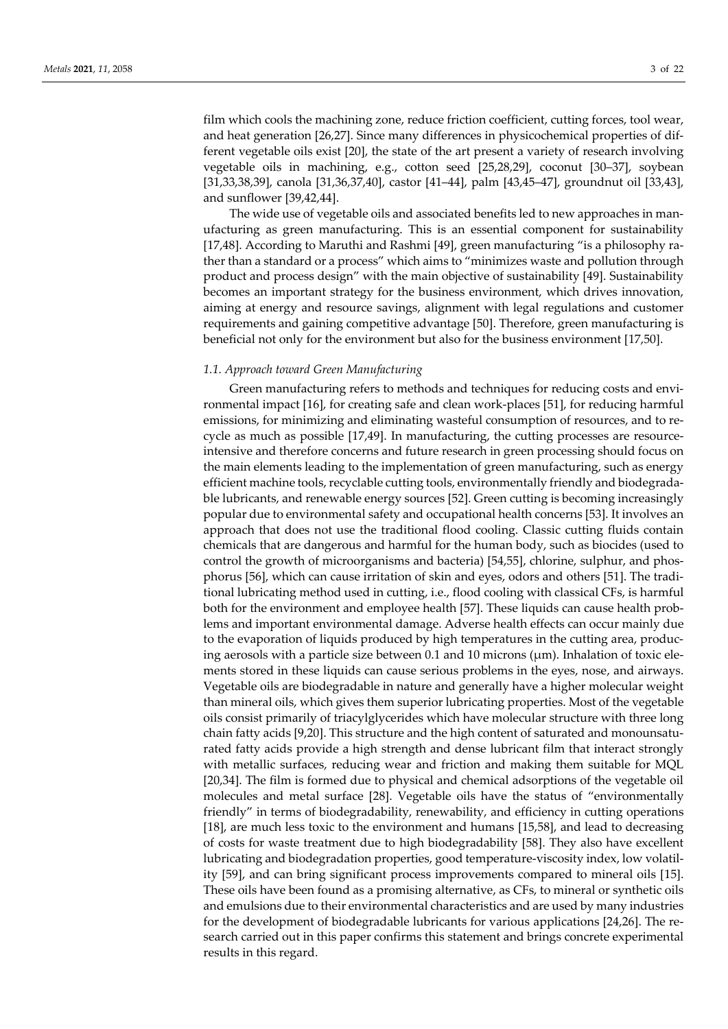film which cools the machining zone, reduce friction coefficient, cutting forces, tool wear, and heat generation [26,27]. Since many differences in physicochemical properties of different vegetable oils exist [20], the state of the art present a variety of research involving vegetable oils in machining, e.g., cotton seed [25,28,29], coconut [30–37], soybean [31,33,38,39], canola [31,36,37,40], castor [41–44], palm [43,45–47], groundnut oil [33,43], and sunflower [39,42,44].

The wide use of vegetable oils and associated benefits led to new approaches in manufacturing as green manufacturing. This is an essential component for sustainability [17,48]. According to Maruthi and Rashmi [49], green manufacturing "is a philosophy rather than a standard or a process" which aims to "minimizes waste and pollution through product and process design" with the main objective of sustainability [49]. Sustainability becomes an important strategy for the business environment, which drives innovation, aiming at energy and resource savings, alignment with legal regulations and customer requirements and gaining competitive advantage [50]. Therefore, green manufacturing is beneficial not only for the environment but also for the business environment [17,50].

### *1.1. Approach toward Green Manufacturing*

Green manufacturing refers to methods and techniques for reducing costs and environmental impact [16], for creating safe and clean work-places [51], for reducing harmful emissions, for minimizing and eliminating wasteful consumption of resources, and to recycle as much as possible [17,49]. In manufacturing, the cutting processes are resource-intensive and therefore concerns and future research in green processing should focus on the main elements leading to the implementation of green manufacturing, such as energy efficient machine tools, recyclable cutting tools, environmentally friendly and biodegradable lubricants, and renewable energy sources [52]. Green cutting is becoming increasingly popular due to environmental safety and occupational health concerns [53]. It involves an approach that does not use the traditional flood cooling. Classic cutting fluids contain chemicals that are dangerous and harmful for the human body, such as biocides (used to control the growth of microorganisms and bacteria) [54,55], chlorine, sulphur, and phosphorus [56], which can cause irritation of skin and eyes, odors and others [51]. The traditional lubricating method used in cutting, i.e., flood cooling with classical CFs, is harmful both for the environment and employee health [57]. These liquids can cause health problems and important environmental damage. Adverse health effects can occur mainly due to the evaporation of liquids produced by high temperatures in the cutting area, producing aerosols with a particle size between 0.1 and 10 microns (μm). Inhalation of toxic elements stored in these liquids can cause serious problems in the eyes, nose, and airways. Vegetable oils are biodegradable in nature and generally have a higher molecular weight than mineral oils, which gives them superior lubricating properties. Most of the vegetable oils consist primarily of triacylglycerides which have molecular structure with three long chain fatty acids [9,20]. This structure and the high content of saturated and monounsaturated fatty acids provide a high strength and dense lubricant film that interact strongly with metallic surfaces, reducing wear and friction and making them suitable for MQL [20,34]. The film is formed due to physical and chemical adsorptions of the vegetable oil molecules and metal surface [28]. Vegetable oils have the status of "environmentally friendly" in terms of biodegradability, renewability, and efficiency in cutting operations [18], are much less toxic to the environment and humans [15,58], and lead to decreasing of costs for waste treatment due to high biodegradability [58]. They also have excellent lubricating and biodegradation properties, good temperature-viscosity index, low volatility [59], and can bring significant process improvements compared to mineral oils [15]. These oils have been found as a promising alternative, as CFs, to mineral or synthetic oils and emulsions due to their environmental characteristics and are used by many industries for the development of biodegradable lubricants for various applications [24,26]. The research carried out in this paper confirms this statement and brings concrete experimental results in this regard.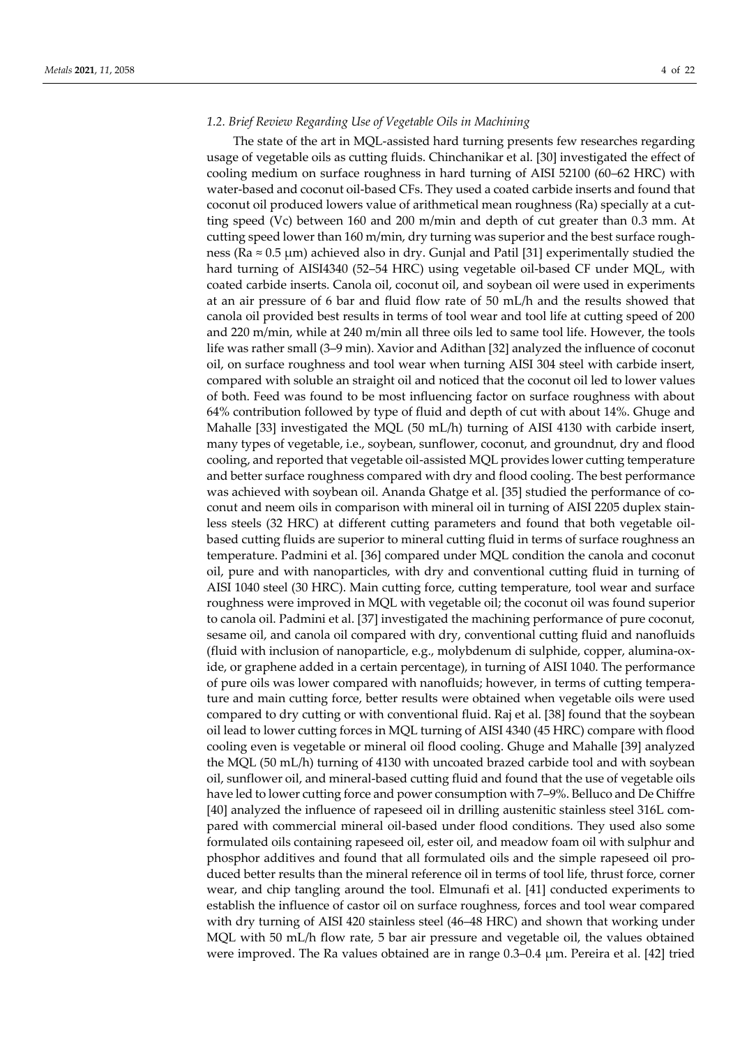### *1.2. Brief Review Regarding Use of Vegetable Oils in Machining*

The state of the art in MQL-assisted hard turning presents few researches regarding usage of vegetable oils as cutting fluids. Chinchanikar et al. [30] investigated the effect of cooling medium on surface roughness in hard turning of AISI 52100 (60–62 HRC) with water-based and coconut oil-based CFs. They used a coated carbide inserts and found that coconut oil produced lowers value of arithmetical mean roughness (Ra) specially at a cutting speed (Vc) between 160 and 200 m/min and depth of cut greater than 0.3 mm. At cutting speed lower than 160 m/min, dry turning was superior and the best surface roughness (Ra ≈ 0.5 μm) achieved also in dry. Gunjal and Patil [31] experimentally studied the hard turning of AISI4340 (52–54 HRC) using vegetable oil-based CF under MQL, with coated carbide inserts. Canola oil, coconut oil, and soybean oil were used in experiments at an air pressure of 6 bar and fluid flow rate of 50 mL/h and the results showed that canola oil provided best results in terms of tool wear and tool life at cutting speed of 200 and 220 m/min, while at 240 m/min all three oils led to same tool life. However, the tools life was rather small (3–9 min). Xavior and Adithan [32] analyzed the influence of coconut oil, on surface roughness and tool wear when turning AISI 304 steel with carbide insert, compared with soluble an straight oil and noticed that the coconut oil led to lower values of both. Feed was found to be most influencing factor on surface roughness with about 64% contribution followed by type of fluid and depth of cut with about 14%. Ghuge and Mahalle [33] investigated the MQL (50 mL/h) turning of AISI 4130 with carbide insert, many types of vegetable, i.e., soybean, sunflower, coconut, and groundnut, dry and flood cooling, and reported that vegetable oil-assisted MQL provides lower cutting temperature and better surface roughness compared with dry and flood cooling. The best performance was achieved with soybean oil. Ananda Ghatge et al. [35] studied the performance of coconut and neem oils in comparison with mineral oil in turning of AISI 2205 duplex stainless steels (32 HRC) at different cutting parameters and found that both vegetable oil-based cutting fluids are superior to mineral cutting fluid in terms of surface roughness an temperature. Padmini et al. [36] compared under MQL condition the canola and coconut oil, pure and with nanoparticles, with dry and conventional cutting fluid in turning of AISI 1040 steel (30 HRC). Main cutting force, cutting temperature, tool wear and surface roughness were improved in MQL with vegetable oil; the coconut oil was found superior to canola oil. Padmini et al. [37] investigated the machining performance of pure coconut, sesame oil, and canola oil compared with dry, conventional cutting fluid and nanofluids (fluid with inclusion of nanoparticle, e.g., molybdenum di sulphide, copper, alumina-oxide, or graphene added in a certain percentage), in turning of AISI 1040. The performance of pure oils was lower compared with nanofluids; however, in terms of cutting temperature and main cutting force, better results were obtained when vegetable oils were used compared to dry cutting or with conventional fluid. Raj et al. [38] found that the soybean oil lead to lower cutting forces in MQL turning of AISI 4340 (45 HRC) compare with flood cooling even is vegetable or mineral oil flood cooling. Ghuge and Mahalle [39] analyzed the MQL (50 mL/h) turning of 4130 with uncoated brazed carbide tool and with soybean oil, sunflower oil, and mineral-based cutting fluid and found that the use of vegetable oils have led to lower cutting force and power consumption with 7–9%. Belluco and De Chiffre [40] analyzed the influence of rapeseed oil in drilling austenitic stainless steel 316L compared with commercial mineral oil-based under flood conditions. They used also some formulated oils containing rapeseed oil, ester oil, and meadow foam oil with sulphur and phosphor additives and found that all formulated oils and the simple rapeseed oil produced better results than the mineral reference oil in terms of tool life, thrust force, corner wear, and chip tangling around the tool. Elmunafi et al. [41] conducted experiments to establish the influence of castor oil on surface roughness, forces and tool wear compared with dry turning of AISI 420 stainless steel (46–48 HRC) and shown that working under MQL with 50 mL/h flow rate, 5 bar air pressure and vegetable oil, the values obtained were improved. The Ra values obtained are in range 0.3–0.4 μm. Pereira et al. [42] tried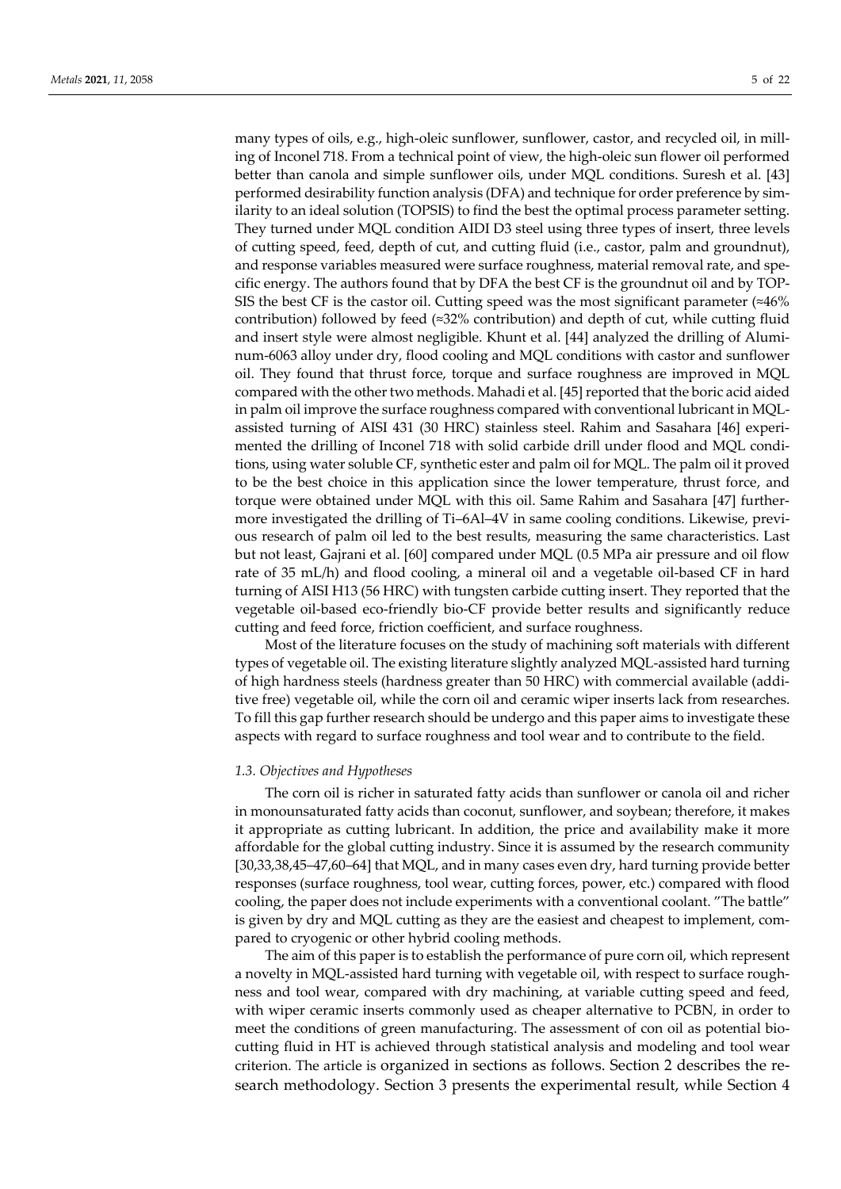many types of oils, e.g., high-oleic sunflower, sunflower, castor, and recycled oil, in milling of Inconel 718. From a technical point of view, the high-oleic sun flower oil performed better than canola and simple sunflower oils, under MQL conditions. Suresh et al. [43] performed desirability function analysis (DFA) and technique for order preference by similarity to an ideal solution (TOPSIS) to find the best the optimal process parameter setting. They turned under MQL condition AIDI D3 steel using three types of insert, three levels of cutting speed, feed, depth of cut, and cutting fluid (i.e., castor, palm and groundnut), and response variables measured were surface roughness, material removal rate, and specific energy. The authors found that by DFA the best CF is the groundnut oil and by TOPSIS the best CF is the castor oil. Cutting speed was the most significant parameter (≈46% contribution) followed by feed (≈32% contribution) and depth of cut, while cutting fluid and insert style were almost negligible. Khunt et al. [44] analyzed the drilling of Aluminum-6063 alloy under dry, flood cooling and MQL conditions with castor and sunflower oil. They found that thrust force, torque and surface roughness are improved in MQL compared with the other two methods. Mahadi et al. [45] reported that the boric acid aided in palm oil improve the surface roughness compared with conventional lubricant in MQL-assisted turning of AISI 431 (30 HRC) stainless steel. Rahim and Sasahara [46] experimented the drilling of Inconel 718 with solid carbide drill under flood and MQL conditions, using water soluble CF, synthetic ester and palm oil for MQL. The palm oil it proved to be the best choice in this application since the lower temperature, thrust force, and torque were obtained under MQL with this oil. Same Rahim and Sasahara [47] furthermore investigated the drilling of Ti–6Al–4V in same cooling conditions. Likewise, previous research of palm oil led to the best results, measuring the same characteristics. Last but not least, Gajrani et al. [60] compared under MQL (0.5 MPa air pressure and oil flow rate of 35 mL/h) and flood cooling, a mineral oil and a vegetable oil-based CF in hard turning of AISI H13 (56 HRC) with tungsten carbide cutting insert. They reported that the vegetable oil-based eco-friendly bio-CF provide better results and significantly reduce cutting and feed force, friction coefficient, and surface roughness.

Most of the literature focuses on the study of machining soft materials with different types of vegetable oil. The existing literature slightly analyzed MQL-assisted hard turning of high hardness steels (hardness greater than 50 HRC) with commercial available (additive free) vegetable oil, while the corn oil and ceramic wiper inserts lack from researches. To fill this gap further research should be undergo and this paper aims to investigate these aspects with regard to surface roughness and tool wear and to contribute to the field.

### *1.3. Objectives and Hypotheses*

The corn oil is richer in saturated fatty acids than sunflower or canola oil and richer in monounsaturated fatty acids than coconut, sunflower, and soybean; therefore, it makes it appropriate as cutting lubricant. In addition, the price and availability make it more affordable for the global cutting industry. Since it is assumed by the research community [30,33,38,45–47,60–64] that MQL, and in many cases even dry, hard turning provide better responses (surface roughness, tool wear, cutting forces, power, etc.) compared with flood cooling, the paper does not include experiments with a conventional coolant. "The battle" is given by dry and MQL cutting as they are the easiest and cheapest to implement, compared to cryogenic or other hybrid cooling methods.

The aim of this paper is to establish the performance of pure corn oil, which represent a novelty in MQL-assisted hard turning with vegetable oil, with respect to surface roughness and tool wear, compared with dry machining, at variable cutting speed and feed, with wiper ceramic inserts commonly used as cheaper alternative to PCBN, in order to meet the conditions of green manufacturing. The assessment of con oil as potential bio-cutting fluid in HT is achieved through statistical analysis and modeling and tool wear criterion. The article is organized in sections as follows. Section 2 describes the research methodology. Section 3 presents the experimental result, while Section 4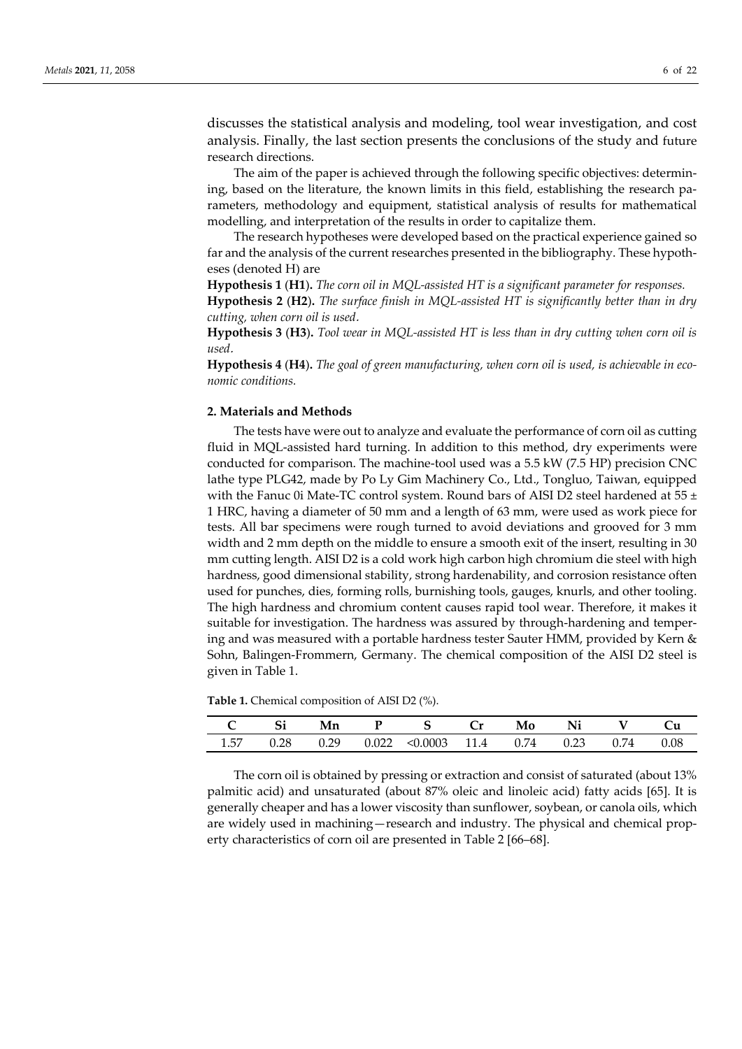discusses the statistical analysis and modeling, tool wear investigation, and cost analysis. Finally, the last section presents the conclusions of the study and future research directions.

The aim of the paper is achieved through the following specific objectives: determining, based on the literature, the known limits in this field, establishing the research parameters, methodology and equipment, statistical analysis of results for mathematical modelling, and interpretation of the results in order to capitalize them.

The research hypotheses were developed based on the practical experience gained so far and the analysis of the current researches presented in the bibliography. These hypotheses (denoted H) are

**Hypothesis 1 (H1).** *The corn oil in MQL-assisted HT is a significant parameter for responses.*

**Hypothesis 2 (H2).** *The surface finish in MQL-assisted HT is significantly better than in dry cutting, when corn oil is used.*

**Hypothesis 3 (H3).** *Tool wear in MQL-assisted HT is less than in dry cutting when corn oil is used.*

**Hypothesis 4 (H4).** *The goal of green manufacturing, when corn oil is used, is achievable in economic conditions.*

## 2. Materials and Methods

The tests have were out to analyze and evaluate the performance of corn oil as cutting fluid in MQL-assisted hard turning. In addition to this method, dry experiments were conducted for comparison. The machine-tool used was a 5.5 kW (7.5 HP) precision CNC lathe type PLG42, made by Po Ly Gim Machinery Co., Ltd., Tongluo, Taiwan, equipped with the Fanuc 0i Mate-TC control system. Round bars of AISI D2 steel hardened at 55 ± 1 HRC, having a diameter of 50 mm and a length of 63 mm, were used as work piece for tests. All bar specimens were rough turned to avoid deviations and grooved for 3 mm width and 2 mm depth on the middle to ensure a smooth exit of the insert, resulting in 30 mm cutting length. AISI D2 is a cold work high carbon high chromium die steel with high hardness, good dimensional stability, strong hardenability, and corrosion resistance often used for punches, dies, forming rolls, burnishing tools, gauges, knurls, and other tooling. The high hardness and chromium content causes rapid tool wear. Therefore, it makes it suitable for investigation. The hardness was assured by through-hardening and tempering and was measured with a portable hardness tester Sauter HMM, provided by Kern & Sohn, Balingen-Frommern, Germany. The chemical composition of the AISI D2 steel is given in Table 1.

**Table 1.** Chemical composition of AISI D2 (%).

| C | Si | Mn | P | S | Cr | Mo | Ni | V | Cu |
|---|---|---|---|---|---|---|---|---|---|
| 1.57 | 0.28 | 0.29 | 0.022 | <0.0003 | 11.4 | 0.74 | 0.23 | 0.74 | 0.08 |

The corn oil is obtained by pressing or extraction and consist of saturated (about 13% palmitic acid) and unsaturated (about 87% oleic and linoleic acid) fatty acids [65]. It is generally cheaper and has a lower viscosity than sunflower, soybean, or canola oils, which are widely used in machining—research and industry. The physical and chemical property characteristics of corn oil are presented in Table 2 [66–68].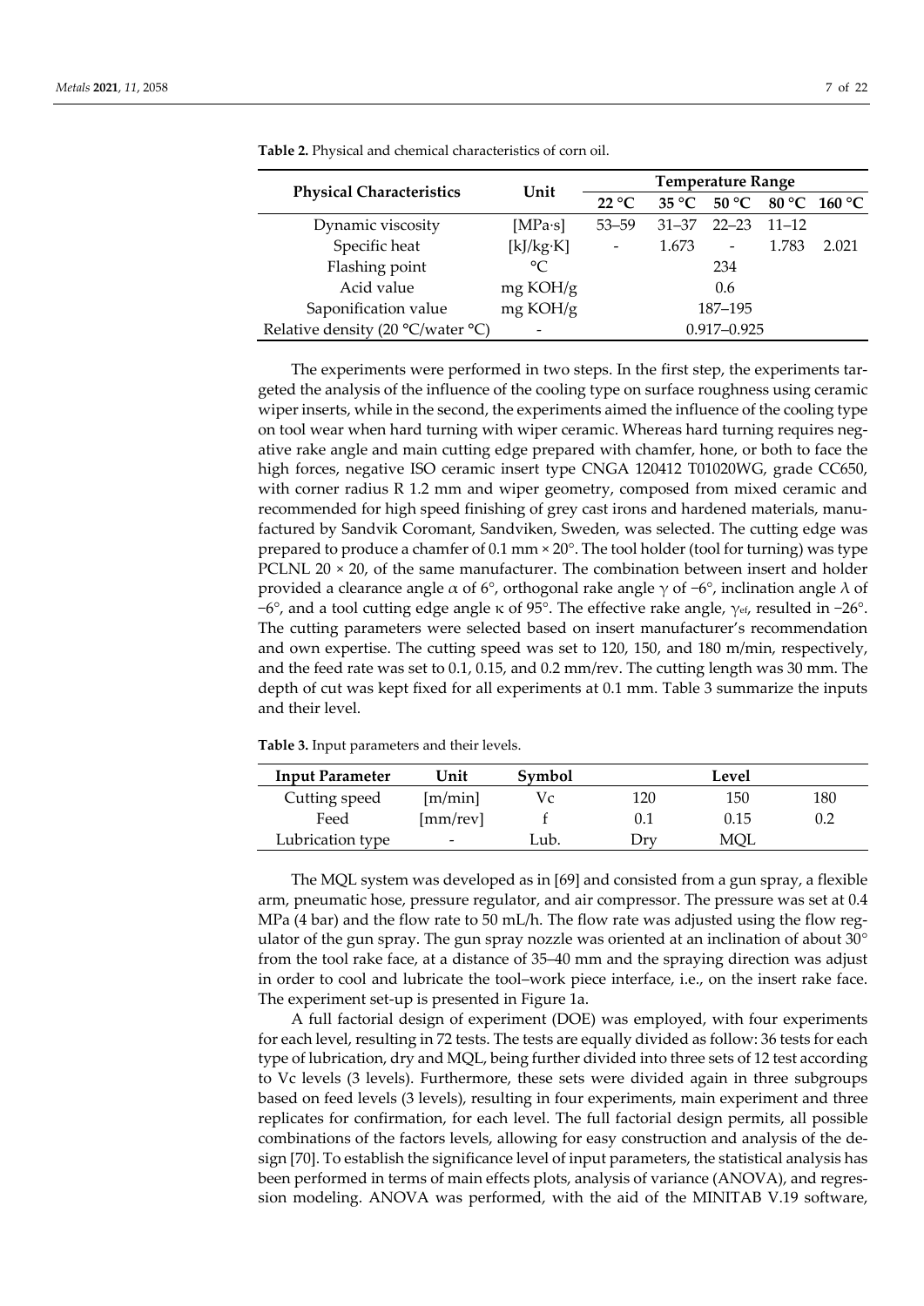**Table 2.** Physical and chemical characteristics of corn oil.

| Physical Characteristics | Unit | Temperature Range | | | | |
|---|---|---|---|---|---|---|
| | | 22 °C | 35 °C | 50 °C | 80 °C | 160 °C |
| Dynamic viscosity | [MPa·s] | 53–59 | 31–37 | 22–23 | 11–12 | |
| Specific heat | [kJ/kg·K] | - | 1.673 | - | 1.783 | 2.021 |
| Flashing point | °C | | | 234 | | |
| Acid value | mg KOH/g | | | 0.6 | | |
| Saponification value | mg KOH/g | | | 187–195 | | |
| Relative density (20 °C/water °C) | - | | | 0.917–0.925 | | |

The experiments were performed in two steps. In the first step, the experiments targeted the analysis of the influence of the cooling type on surface roughness using ceramic wiper inserts, while in the second, the experiments aimed the influence of the cooling type on tool wear when hard turning with wiper ceramic. Whereas hard turning requires negative rake angle and main cutting edge prepared with chamfer, hone, or both to face the high forces, negative ISO ceramic insert type CNGA 120412 T01020WG, grade CC650, with corner radius R 1.2 mm and wiper geometry, composed from mixed ceramic and recommended for high speed finishing of grey cast irons and hardened materials, manufactured by Sandvik Coromant, Sandviken, Sweden, was selected. The cutting edge was prepared to produce a chamfer of 0.1 mm × 20°. The tool holder (tool for turning) was type PCLNL 20 × 20, of the same manufacturer. The combination between insert and holder provided a clearance angle $\alpha$ of 6°, orthogonal rake angle $\gamma$ of −6°, inclination angle $\lambda$ of −6°, and a tool cutting edge angle $\kappa$ of 95°. The effective rake angle, $\gamma_{ef}$, resulted in −26°. The cutting parameters were selected based on insert manufacturer's recommendation and own expertise. The cutting speed was set to 120, 150, and 180 m/min, respectively, and the feed rate was set to 0.1, 0.15, and 0.2 mm/rev. The cutting length was 30 mm. The depth of cut was kept fixed for all experiments at 0.1 mm. Table 3 summarize the inputs and their level.

**Table 3.** Input parameters and their levels.

| Input Parameter | Unit | Symbol | Level | | |
|---|---|---|---|---|---|
| Cutting speed | [m/min] | Vc | 120 | 150 | 180 |
| Feed | [mm/rev] | f | 0.1 | 0.15 | 0.2 |
| Lubrication type | - | Lub. | Dry | MQL | |

The MQL system was developed as in [69] and consisted from a gun spray, a flexible arm, pneumatic hose, pressure regulator, and air compressor. The pressure was set at 0.4 MPa (4 bar) and the flow rate to 50 mL/h. The flow rate was adjusted using the flow regulator of the gun spray. The gun spray nozzle was oriented at an inclination of about 30° from the tool rake face, at a distance of 35–40 mm and the spraying direction was adjust in order to cool and lubricate the tool–work piece interface, i.e., on the insert rake face. The experiment set-up is presented in Figure 1a.

A full factorial design of experiment (DOE) was employed, with four experiments for each level, resulting in 72 tests. The tests are equally divided as follow: 36 tests for each type of lubrication, dry and MQL, being further divided into three sets of 12 test according to Vc levels (3 levels). Furthermore, these sets were divided again in three subgroups based on feed levels (3 levels), resulting in four experiments, main experiment and three replicates for confirmation, for each level. The full factorial design permits, all possible combinations of the factors levels, allowing for easy construction and analysis of the design [70]. To establish the significance level of input parameters, the statistical analysis has been performed in terms of main effects plots, analysis of variance (ANOVA), and regression modeling. ANOVA was performed, with the aid of the MINITAB V.19 software,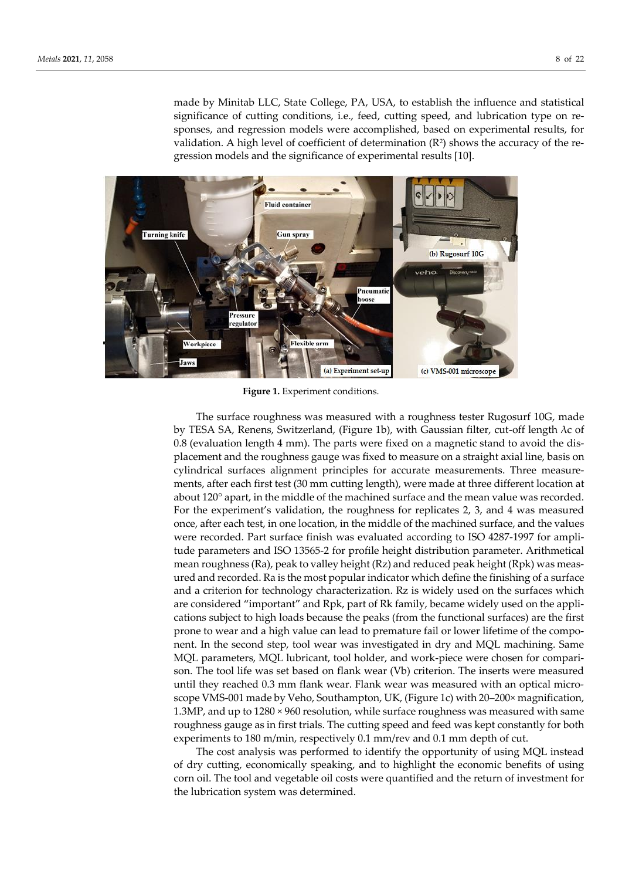made by Minitab LLC, State College, PA, USA, to establish the influence and statistical significance of cutting conditions, i.e., feed, cutting speed, and lubrication type on responses, and regression models were accomplished, based on experimental results, for validation. A high level of coefficient of determination ($R^2$) shows the accuracy of the regression models and the significance of experimental results [10].

**Figure 1.** Experiment conditions.

The surface roughness was measured with a roughness tester Rugosurf 10G, made by TESA SA, Renens, Switzerland, (Figure 1b), with Gaussian filter, cut-off length $\lambda c$ of 0.8 (evaluation length 4 mm). The parts were fixed on a magnetic stand to avoid the displacement and the roughness gauge was fixed to measure on a straight axial line, basis on cylindrical surfaces alignment principles for accurate measurements. Three measurements, after each first test (30 mm cutting length), were made at three different location at about 120° apart, in the middle of the machined surface and the mean value was recorded. For the experiment's validation, the roughness for replicates 2, 3, and 4 was measured once, after each test, in one location, in the middle of the machined surface, and the values were recorded. Part surface finish was evaluated according to ISO 4287-1997 for amplitude parameters and ISO 13565-2 for profile height distribution parameter. Arithmetical mean roughness (Ra), peak to valley height (Rz) and reduced peak height (Rpk) was measured and recorded. Ra is the most popular indicator which define the finishing of a surface and a criterion for technology characterization. Rz is widely used on the surfaces which are considered "important" and Rpk, part of Rk family, became widely used on the applications subject to high loads because the peaks (from the functional surfaces) are the first prone to wear and a high value can lead to premature fail or lower lifetime of the component. In the second step, tool wear was investigated in dry and MQL machining. Same MQL parameters, MQL lubricant, tool holder, and work-piece were chosen for comparison. The tool life was set based on flank wear (Vb) criterion. The inserts were measured until they reached 0.3 mm flank wear. Flank wear was measured with an optical microscope VMS-001 made by Veho, Southampton, UK, (Figure 1c) with 20–200× magnification, 1.3MP, and up to 1280 × 960 resolution, while surface roughness was measured with same roughness gauge as in first trials. The cutting speed and feed was kept constantly for both experiments to 180 m/min, respectively 0.1 mm/rev and 0.1 mm depth of cut.

The cost analysis was performed to identify the opportunity of using MQL instead of dry cutting, economically speaking, and to highlight the economic benefits of using corn oil. The tool and vegetable oil costs were quantified and the return of investment for the lubrication system was determined.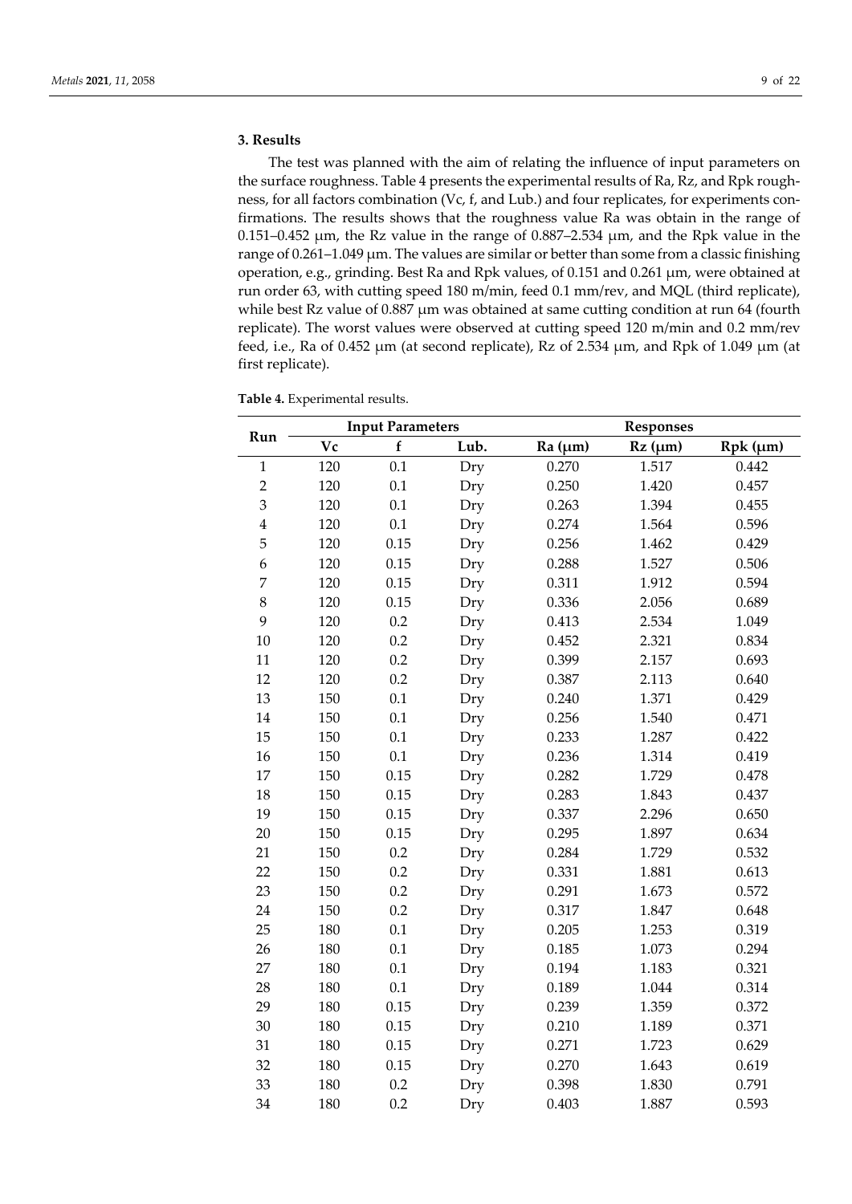## 3. Results

The test was planned with the aim of relating the influence of input parameters on the surface roughness. Table 4 presents the experimental results of Ra, Rz, and Rpk roughness, for all factors combination (Vc, f, and Lub.) and four replicates, for experiments confirmations. The results shows that the roughness value Ra was obtain in the range of 0.151–0.452 μm, the Rz value in the range of 0.887–2.534 μm, and the Rpk value in the range of 0.261–1.049 μm. The values are similar or better than some from a classic finishing operation, e.g., grinding. Best Ra and Rpk values, of 0.151 and 0.261 μm, were obtained at run order 63, with cutting speed 180 m/min, feed 0.1 mm/rev, and MQL (third replicate), while best Rz value of 0.887 μm was obtained at same cutting condition at run 64 (fourth replicate). The worst values were observed at cutting speed 120 m/min and 0.2 mm/rev feed, i.e., Ra of 0.452 μm (at second replicate), Rz of 2.534 μm, and Rpk of 1.049 μm (at first replicate).

**Table 4.** Experimental results.

| Run | Input Parameters | | | Responses | | |
|---|---|---|---|---|---|---|
| | Vc | f | Lub. | Ra (μm) | Rz (μm) | Rpk (μm) |
| 1 | 120 | 0.1 | Dry | 0.270 | 1.517 | 0.442 |
| 2 | 120 | 0.1 | Dry | 0.250 | 1.420 | 0.457 |
| 3 | 120 | 0.1 | Dry | 0.263 | 1.394 | 0.455 |
| 4 | 120 | 0.1 | Dry | 0.274 | 1.564 | 0.596 |
| 5 | 120 | 0.15 | Dry | 0.256 | 1.462 | 0.429 |
| 6 | 120 | 0.15 | Dry | 0.288 | 1.527 | 0.506 |
| 7 | 120 | 0.15 | Dry | 0.311 | 1.912 | 0.594 |
| 8 | 120 | 0.15 | Dry | 0.336 | 2.056 | 0.689 |
| 9 | 120 | 0.2 | Dry | 0.413 | 2.534 | 1.049 |
| 10 | 120 | 0.2 | Dry | 0.452 | 2.321 | 0.834 |
| 11 | 120 | 0.2 | Dry | 0.399 | 2.157 | 0.693 |
| 12 | 120 | 0.2 | Dry | 0.387 | 2.113 | 0.640 |
| 13 | 150 | 0.1 | Dry | 0.240 | 1.371 | 0.429 |
| 14 | 150 | 0.1 | Dry | 0.256 | 1.540 | 0.471 |
| 15 | 150 | 0.1 | Dry | 0.233 | 1.287 | 0.422 |
| 16 | 150 | 0.1 | Dry | 0.236 | 1.314 | 0.419 |
| 17 | 150 | 0.15 | Dry | 0.282 | 1.729 | 0.478 |
| 18 | 150 | 0.15 | Dry | 0.283 | 1.843 | 0.437 |
| 19 | 150 | 0.15 | Dry | 0.337 | 2.296 | 0.650 |
| 20 | 150 | 0.15 | Dry | 0.295 | 1.897 | 0.634 |
| 21 | 150 | 0.2 | Dry | 0.284 | 1.729 | 0.532 |
| 22 | 150 | 0.2 | Dry | 0.331 | 1.881 | 0.613 |
| 23 | 150 | 0.2 | Dry | 0.291 | 1.673 | 0.572 |
| 24 | 150 | 0.2 | Dry | 0.317 | 1.847 | 0.648 |
| 25 | 180 | 0.1 | Dry | 0.205 | 1.253 | 0.319 |
| 26 | 180 | 0.1 | Dry | 0.185 | 1.073 | 0.294 |
| 27 | 180 | 0.1 | Dry | 0.194 | 1.183 | 0.321 |
| 28 | 180 | 0.1 | Dry | 0.189 | 1.044 | 0.314 |
| 29 | 180 | 0.15 | Dry | 0.239 | 1.359 | 0.372 |
| 30 | 180 | 0.15 | Dry | 0.210 | 1.189 | 0.371 |
| 31 | 180 | 0.15 | Dry | 0.271 | 1.723 | 0.629 |
| 32 | 180 | 0.15 | Dry | 0.270 | 1.643 | 0.619 |
| 33 | 180 | 0.2 | Dry | 0.398 | 1.830 | 0.791 |
| 34 | 180 | 0.2 | Dry | 0.403 | 1.887 | 0.593 |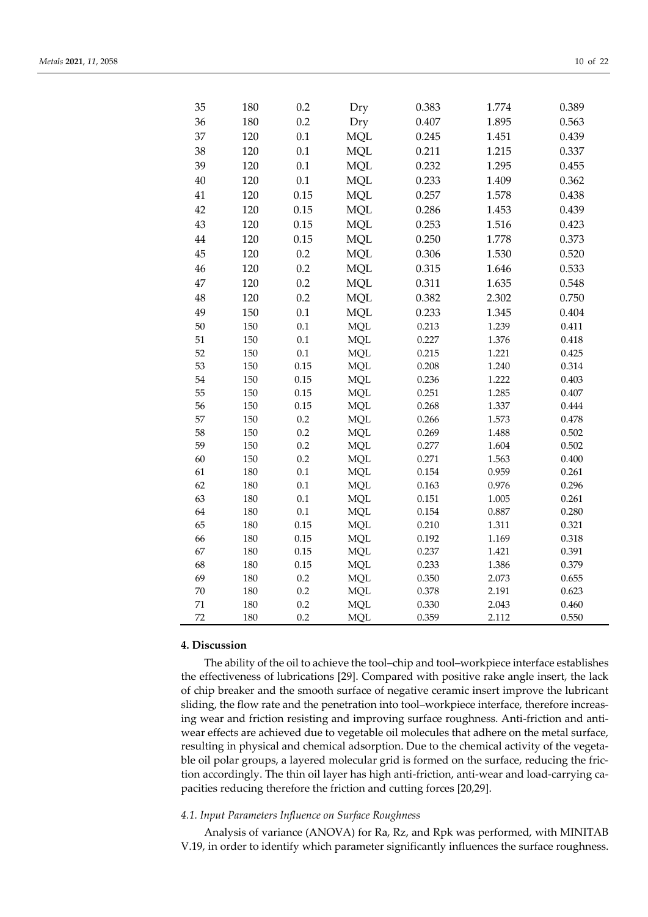| 35 | 180 | 0.2 | Dry | 0.383 | 1.774 | 0.389 |
|---|---|---|---|---|---|---|
| 36 | 180 | 0.2 | Dry | 0.407 | 1.895 | 0.563 |
| 37 | 120 | 0.1 | MQL | 0.245 | 1.451 | 0.439 |
| 38 | 120 | 0.1 | MQL | 0.211 | 1.215 | 0.337 |
| 39 | 120 | 0.1 | MQL | 0.232 | 1.295 | 0.455 |
| 40 | 120 | 0.1 | MQL | 0.233 | 1.409 | 0.362 |
| 41 | 120 | 0.15 | MQL | 0.257 | 1.578 | 0.438 |
| 42 | 120 | 0.15 | MQL | 0.286 | 1.453 | 0.439 |
| 43 | 120 | 0.15 | MQL | 0.253 | 1.516 | 0.423 |
| 44 | 120 | 0.15 | MQL | 0.250 | 1.778 | 0.373 |
| 45 | 120 | 0.2 | MQL | 0.306 | 1.530 | 0.520 |
| 46 | 120 | 0.2 | MQL | 0.315 | 1.646 | 0.533 |
| 47 | 120 | 0.2 | MQL | 0.311 | 1.635 | 0.548 |
| 48 | 120 | 0.2 | MQL | 0.382 | 2.302 | 0.750 |
| 49 | 150 | 0.1 | MQL | 0.233 | 1.345 | 0.404 |
| 50 | 150 | 0.1 | MQL | 0.213 | 1.239 | 0.411 |
| 51 | 150 | 0.1 | MQL | 0.227 | 1.376 | 0.418 |
| 52 | 150 | 0.1 | MQL | 0.215 | 1.221 | 0.425 |
| 53 | 150 | 0.15 | MQL | 0.208 | 1.240 | 0.314 |
| 54 | 150 | 0.15 | MQL | 0.236 | 1.222 | 0.403 |
| 55 | 150 | 0.15 | MQL | 0.251 | 1.285 | 0.407 |
| 56 | 150 | 0.15 | MQL | 0.268 | 1.337 | 0.444 |
| 57 | 150 | 0.2 | MQL | 0.266 | 1.573 | 0.478 |
| 58 | 150 | 0.2 | MQL | 0.269 | 1.488 | 0.502 |
| 59 | 150 | 0.2 | MQL | 0.277 | 1.604 | 0.502 |
| 60 | 150 | 0.2 | MQL | 0.271 | 1.563 | 0.400 |
| 61 | 180 | 0.1 | MQL | 0.154 | 0.959 | 0.261 |
| 62 | 180 | 0.1 | MQL | 0.163 | 0.976 | 0.296 |
| 63 | 180 | 0.1 | MQL | 0.151 | 1.005 | 0.261 |
| 64 | 180 | 0.1 | MQL | 0.154 | 0.887 | 0.280 |
| 65 | 180 | 0.15 | MQL | 0.210 | 1.311 | 0.321 |
| 66 | 180 | 0.15 | MQL | 0.192 | 1.169 | 0.318 |
| 67 | 180 | 0.15 | MQL | 0.237 | 1.421 | 0.391 |
| 68 | 180 | 0.15 | MQL | 0.233 | 1.386 | 0.379 |
| 69 | 180 | 0.2 | MQL | 0.350 | 2.073 | 0.655 |
| 70 | 180 | 0.2 | MQL | 0.378 | 2.191 | 0.623 |
| 71 | 180 | 0.2 | MQL | 0.330 | 2.043 | 0.460 |
| 72 | 180 | 0.2 | MQL | 0.359 | 2.112 | 0.550 |

## 4. Discussion

The ability of the oil to achieve the tool–chip and tool–workpiece interface establishes the effectiveness of lubrications [29]. Compared with positive rake angle insert, the lack of chip breaker and the smooth surface of negative ceramic insert improve the lubricant sliding, the flow rate and the penetration into tool–workpiece interface, therefore increasing wear and friction resisting and improving surface roughness. Anti-friction and anti-wear effects are achieved due to vegetable oil molecules that adhere on the metal surface, resulting in physical and chemical adsorption. Due to the chemical activity of the vegetable oil polar groups, a layered molecular grid is formed on the surface, reducing the friction accordingly. The thin oil layer has high anti-friction, anti-wear and load-carrying capacities reducing therefore the friction and cutting forces [20,29].

### *4.1. Input Parameters Influence on Surface Roughness*

Analysis of variance (ANOVA) for Ra, Rz, and Rpk was performed, with MINITAB V.19, in order to identify which parameter significantly influences the surface roughness.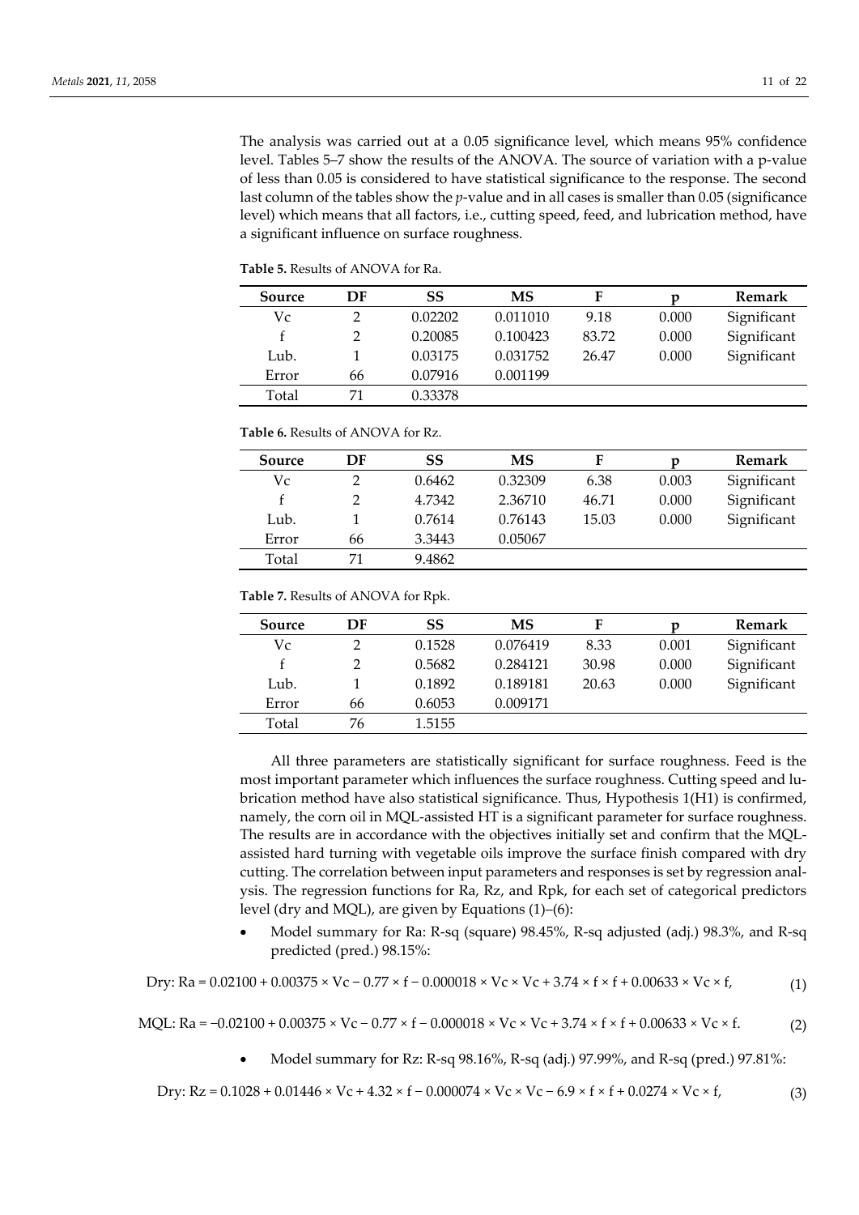The analysis was carried out at a 0.05 significance level, which means 95% confidence level. Tables 5–7 show the results of the ANOVA. The source of variation with a p-value of less than 0.05 is considered to have statistical significance to the response. The second last column of the tables show the *p*-value and in all cases is smaller than 0.05 (significance level) which means that all factors, i.e., cutting speed, feed, and lubrication method, have a significant influence on surface roughness.

**Table 5.** Results of ANOVA for Ra.

| Source | DF | SS | MS | F | p | Remark |
|---|---|---|---|---|---|---|
| Vc | 2 | 0.02202 | 0.011010 | 9.18 | 0.000 | Significant |
| f | 2 | 0.20085 | 0.100423 | 83.72 | 0.000 | Significant |
| Lub. | 1 | 0.03175 | 0.031752 | 26.47 | 0.000 | Significant |
| Error | 66 | 0.07916 | 0.001199 | | | |
| Total | 71 | 0.33378 | | | | |

**Table 6.** Results of ANOVA for Rz.

| Source | DF | SS | MS | F | p | Remark |
|---|---|---|---|---|---|---|
| Vc | 2 | 0.6462 | 0.32309 | 6.38 | 0.003 | Significant |
| f | 2 | 4.7342 | 2.36710 | 46.71 | 0.000 | Significant |
| Lub. | 1 | 0.7614 | 0.76143 | 15.03 | 0.000 | Significant |
| Error | 66 | 3.3443 | 0.05067 | | | |
| Total | 71 | 9.4862 | | | | |

**Table 7.** Results of ANOVA for Rpk.

| Source | DF | SS | MS | F | p | Remark |
|---|---|---|---|---|---|---|
| Vc | 2 | 0.1528 | 0.076419 | 8.33 | 0.001 | Significant |
| f | 2 | 0.5682 | 0.284121 | 30.98 | 0.000 | Significant |
| Lub. | 1 | 0.1892 | 0.189181 | 20.63 | 0.000 | Significant |
| Error | 66 | 0.6053 | 0.009171 | | | |
| Total | 76 | 1.5155 | | | | |

All three parameters are statistically significant for surface roughness. Feed is the most important parameter which influences the surface roughness. Cutting speed and lubrication method have also statistical significance. Thus, Hypothesis 1(H1) is confirmed, namely, the corn oil in MQL-assisted HT is a significant parameter for surface roughness. The results are in accordance with the objectives initially set and confirm that the MQL-assisted hard turning with vegetable oils improve the surface finish compared with dry cutting. The correlation between input parameters and responses is set by regression analysis. The regression functions for Ra, Rz, and Rpk, for each set of categorical predictors level (dry and MQL), are given by Equations (1)–(6):

- Model summary for Ra: R-sq (square) 98.45%, R-sq adjusted (adj.) 98.3%, and R-sq predicted (pred.) 98.15%:

$$\text{Dry: } Ra = 0.02100 + 0.00375 \times Vc - 0.77 \times f - 0.000018 \times Vc \times Vc + 3.74 \times f \times f + 0.00633 \times Vc \times f, \tag{1}$$

$$\text{MQL: } Ra = -0.02100 + 0.00375 \times Vc - 0.77 \times f - 0.000018 \times Vc \times Vc + 3.74 \times f \times f + 0.00633 \times Vc \times f. \tag{2}$$

- Model summary for Rz: R-sq 98.16%, R-sq (adj.) 97.99%, and R-sq (pred.) 97.81%:

$$\text{Dry: } Rz = 0.1028 + 0.01446 \times Vc + 4.32 \times f - 0.000074 \times Vc \times Vc - 6.9 \times f \times f + 0.0274 \times Vc \times f, \tag{3}$$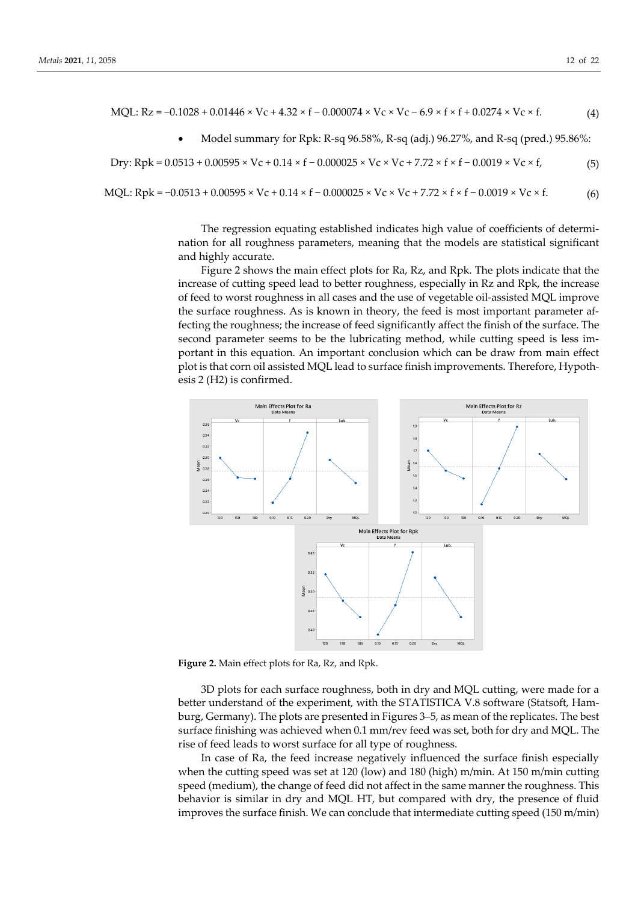$$\text{MQL: } Rz = -0.1028 + 0.01446 \times Vc + 4.32 \times f - 0.000074 \times Vc \times Vc - 6.9 \times f \times f + 0.0274 \times Vc \times f. \quad (4)$$

- Model summary for Rpk: R-sq 96.58%, R-sq (adj.) 96.27%, and R-sq (pred.) 95.86%:

$$\text{Dry: } Rpk = 0.0513 + 0.00595 \times Vc + 0.14 \times f - 0.000025 \times Vc \times Vc + 7.72 \times f \times f - 0.0019 \times Vc \times f, \quad (5)$$

$$\text{MQL: } Rpk = -0.0513 + 0.00595 \times Vc + 0.14 \times f - 0.000025 \times Vc \times Vc + 7.72 \times f \times f - 0.0019 \times Vc \times f. \quad (6)$$

The regression equating established indicates high value of coefficients of determination for all roughness parameters, meaning that the models are statistical significant and highly accurate.

Figure 2 shows the main effect plots for Ra, Rz, and Rpk. The plots indicate that the increase of cutting speed lead to better roughness, especially in Rz and Rpk, the increase of feed to worst roughness in all cases and the use of vegetable oil-assisted MQL improve the surface roughness. As is known in theory, the feed is most important parameter affecting the roughness; the increase of feed significantly affect the finish of the surface. The second parameter seems to be the lubricating method, while cutting speed is less important in this equation. An important conclusion which can be draw from main effect plot is that corn oil assisted MQL lead to surface finish improvements. Therefore, Hypothesis 2 (H2) is confirmed.

**Figure 2.** Main effect plots for Ra, Rz, and Rpk.

3D plots for each surface roughness, both in dry and MQL cutting, were made for a better understand of the experiment, with the STATISTICA V.8 software (Statsoft, Hamburg, Germany). The plots are presented in Figures 3–5, as mean of the replicates. The best surface finishing was achieved when 0.1 mm/rev feed was set, both for dry and MQL. The rise of feed leads to worst surface for all type of roughness.

In case of Ra, the feed increase negatively influenced the surface finish especially when the cutting speed was set at 120 (low) and 180 (high) m/min. At 150 m/min cutting speed (medium), the change of feed did not affect in the same manner the roughness. This behavior is similar in dry and MQL HT, but compared with dry, the presence of fluid improves the surface finish. We can conclude that intermediate cutting speed (150 m/min)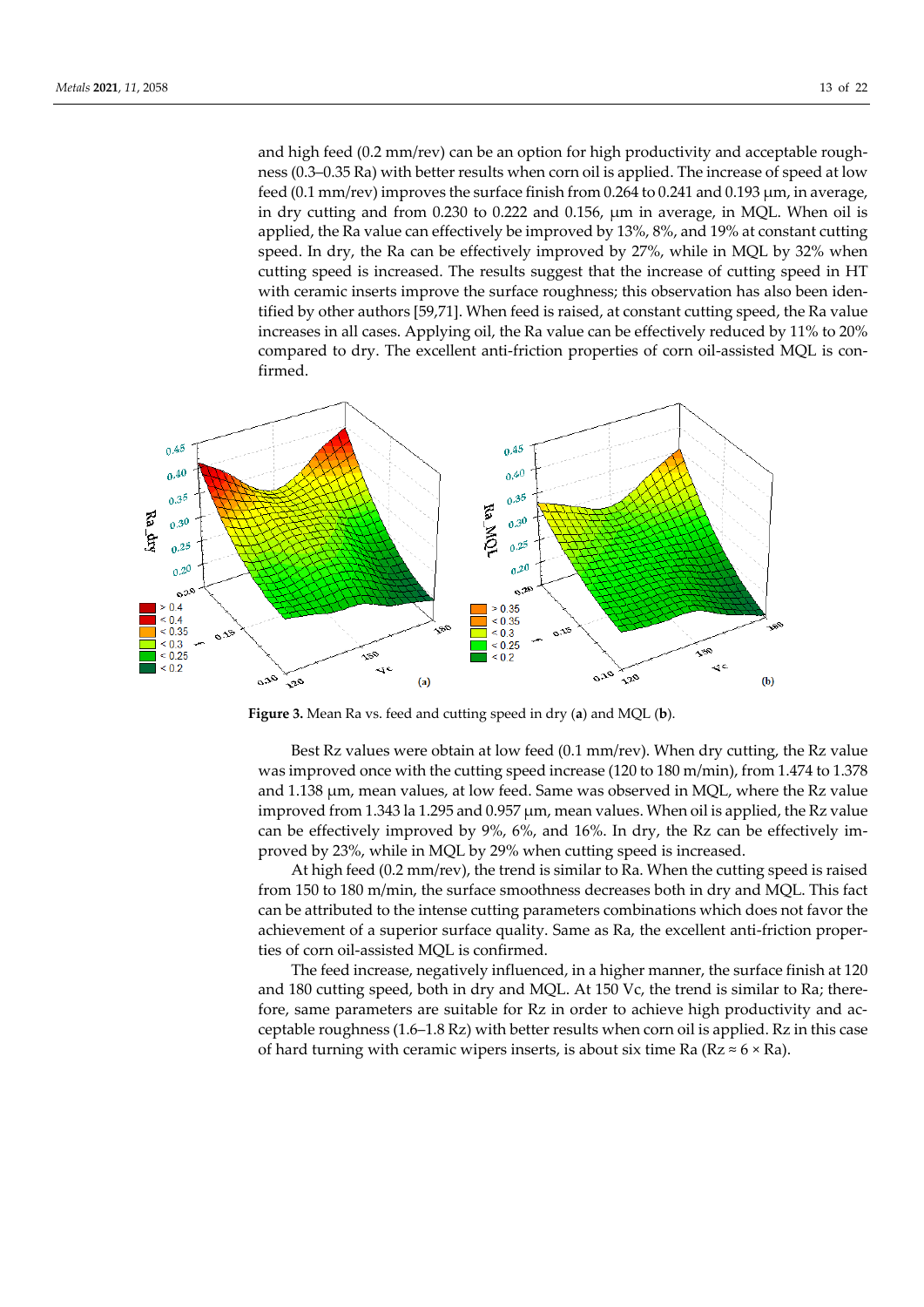and high feed (0.2 mm/rev) can be an option for high productivity and acceptable roughness (0.3–0.35 Ra) with better results when corn oil is applied. The increase of speed at low feed (0.1 mm/rev) improves the surface finish from 0.264 to 0.241 and 0.193 μm, in average, in dry cutting and from 0.230 to 0.222 and 0.156, μm in average, in MQL. When oil is applied, the Ra value can effectively be improved by 13%, 8%, and 19% at constant cutting speed. In dry, the Ra can be effectively improved by 27%, while in MQL by 32% when cutting speed is increased. The results suggest that the increase of cutting speed in HT with ceramic inserts improve the surface roughness; this observation has also been identified by other authors [59,71]. When feed is raised, at constant cutting speed, the Ra value increases in all cases. Applying oil, the Ra value can be effectively reduced by 11% to 20% compared to dry. The excellent anti-friction properties of corn oil-assisted MQL is confirmed.

**Figure 3.** Mean Ra vs. feed and cutting speed in dry (**a**) and MQL (**b**).

Best Rz values were obtain at low feed (0.1 mm/rev). When dry cutting, the Rz value was improved once with the cutting speed increase (120 to 180 m/min), from 1.474 to 1.378 and 1.138 μm, mean values, at low feed. Same was observed in MQL, where the Rz value improved from 1.343 la 1.295 and 0.957 μm, mean values. When oil is applied, the Rz value can be effectively improved by 9%, 6%, and 16%. In dry, the Rz can be effectively improved by 23%, while in MQL by 29% when cutting speed is increased.

At high feed (0.2 mm/rev), the trend is similar to Ra. When the cutting speed is raised from 150 to 180 m/min, the surface smoothness decreases both in dry and MQL. This fact can be attributed to the intense cutting parameters combinations which does not favor the achievement of a superior surface quality. Same as Ra, the excellent anti-friction properties of corn oil-assisted MQL is confirmed.

The feed increase, negatively influenced, in a higher manner, the surface finish at 120 and 180 cutting speed, both in dry and MQL. At 150 Vc, the trend is similar to Ra; therefore, same parameters are suitable for Rz in order to achieve high productivity and acceptable roughness (1.6–1.8 Rz) with better results when corn oil is applied. Rz in this case of hard turning with ceramic wipers inserts, is about six time Ra ($Rz \approx 6 \times Ra$).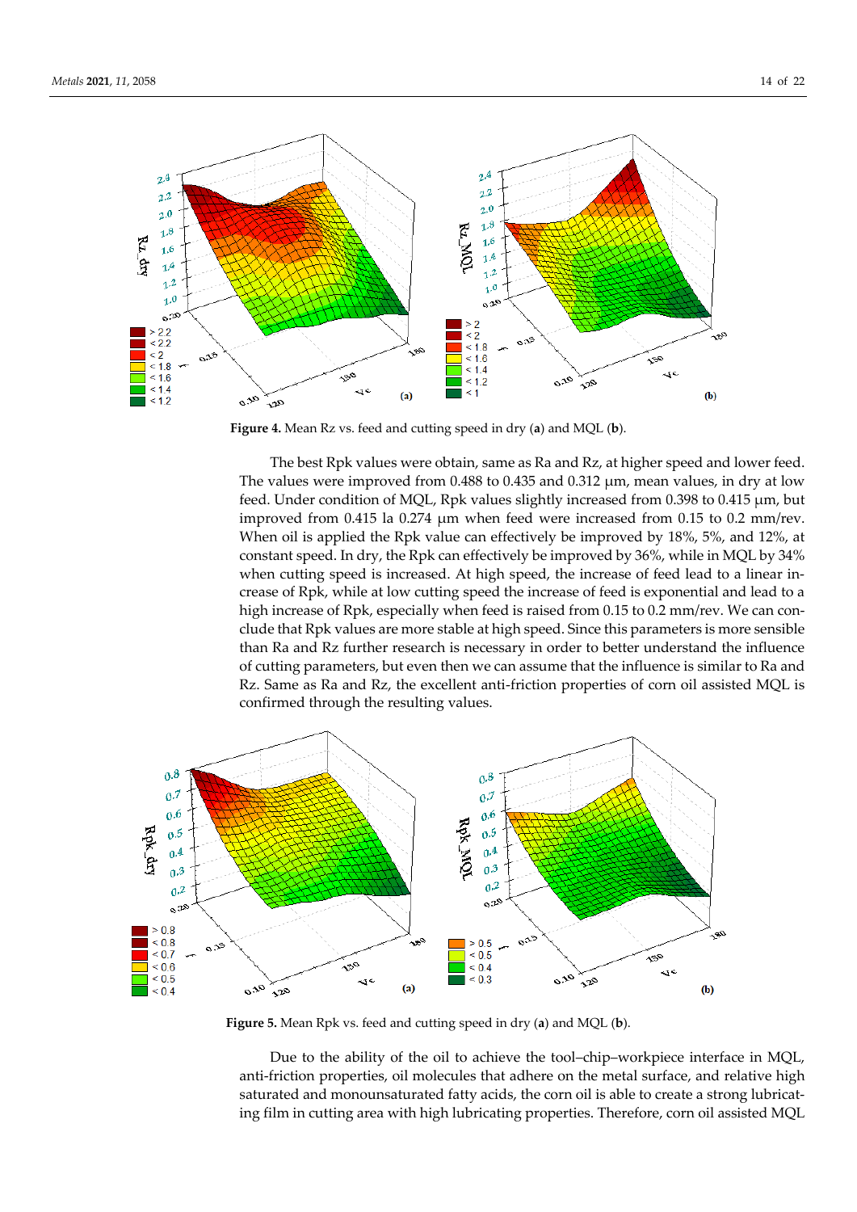**Figure 4.** Mean Rz vs. feed and cutting speed in dry (**a**) and MQL (**b**).

The best Rpk values were obtain, same as Ra and Rz, at higher speed and lower feed. The values were improved from 0.488 to 0.435 and 0.312 μm, mean values, in dry at low feed. Under condition of MQL, Rpk values slightly increased from 0.398 to 0.415 μm, but improved from 0.415 la 0.274 μm when feed were increased from 0.15 to 0.2 mm/rev. When oil is applied the Rpk value can effectively be improved by 18%, 5%, and 12%, at constant speed. In dry, the Rpk can effectively be improved by 36%, while in MQL by 34% when cutting speed is increased. At high speed, the increase of feed lead to a linear increase of Rpk, while at low cutting speed the increase of feed is exponential and lead to a high increase of Rpk, especially when feed is raised from 0.15 to 0.2 mm/rev. We can conclude that Rpk values are more stable at high speed. Since this parameters is more sensible than Ra and Rz further research is necessary in order to better understand the influence of cutting parameters, but even then we can assume that the influence is similar to Ra and Rz. Same as Ra and Rz, the excellent anti-friction properties of corn oil assisted MQL is confirmed through the resulting values.

**Figure 5.** Mean Rpk vs. feed and cutting speed in dry (**a**) and MQL (**b**).

Due to the ability of the oil to achieve the tool–chip–workpiece interface in MQL, anti-friction properties, oil molecules that adhere on the metal surface, and relative high saturated and monounsaturated fatty acids, the corn oil is able to create a strong lubricating film in cutting area with high lubricating properties. Therefore, corn oil assisted MQL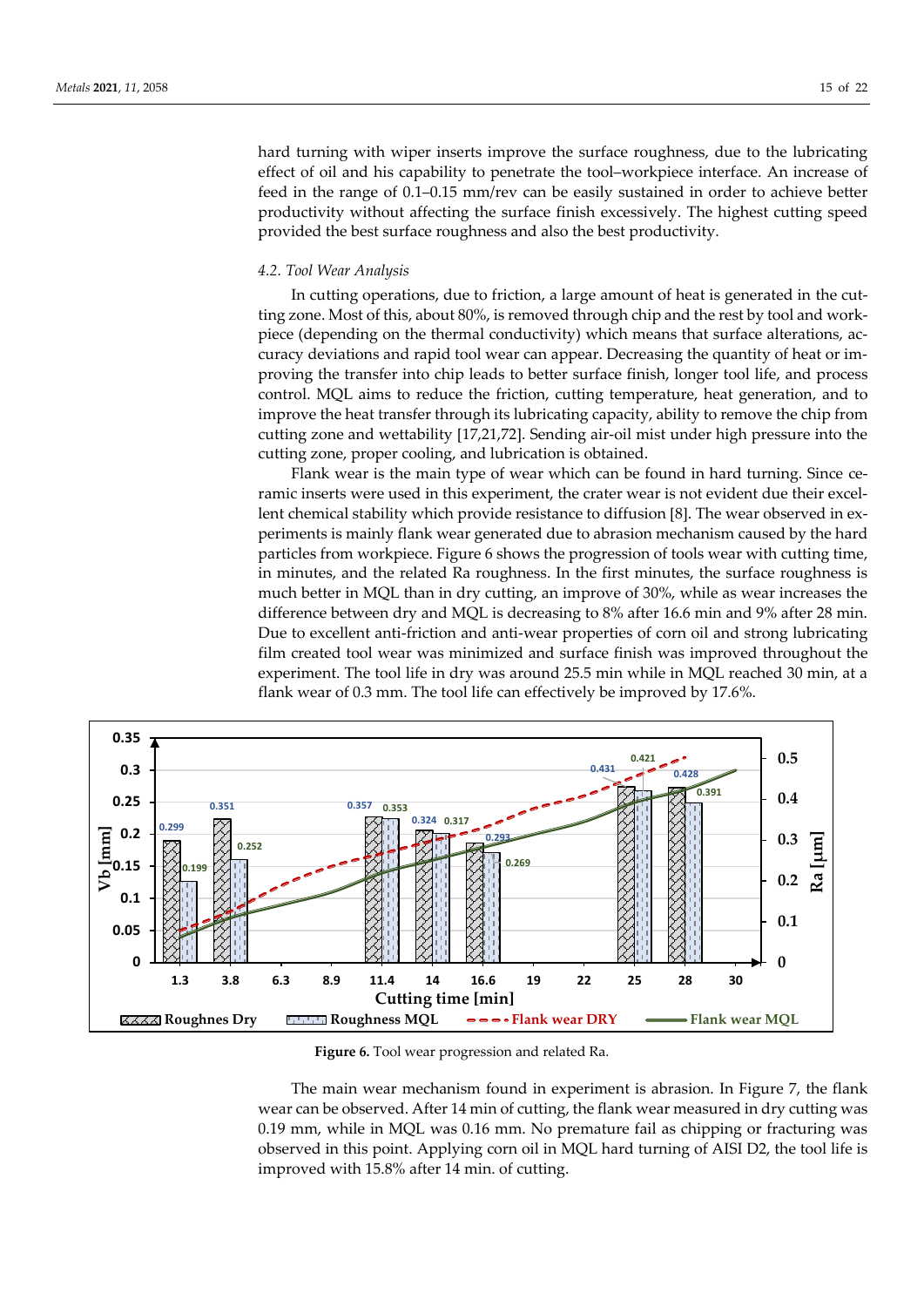hard turning with wiper inserts improve the surface roughness, due to the lubricating effect of oil and his capability to penetrate the tool–workpiece interface. An increase of feed in the range of 0.1–0.15 mm/rev can be easily sustained in order to achieve better productivity without affecting the surface finish excessively. The highest cutting speed provided the best surface roughness and also the best productivity.

### 4.2. Tool Wear Analysis

In cutting operations, due to friction, a large amount of heat is generated in the cutting zone. Most of this, about 80%, is removed through chip and the rest by tool and workpiece (depending on the thermal conductivity) which means that surface alterations, accuracy deviations and rapid tool wear can appear. Decreasing the quantity of heat or improving the transfer into chip leads to better surface finish, longer tool life, and process control. MQL aims to reduce the friction, cutting temperature, heat generation, and to improve the heat transfer through its lubricating capacity, ability to remove the chip from cutting zone and wettability [17,21,72]. Sending air-oil mist under high pressure into the cutting zone, proper cooling, and lubrication is obtained.

Flank wear is the main type of wear which can be found in hard turning. Since ceramic inserts were used in this experiment, the crater wear is not evident due their excellent chemical stability which provide resistance to diffusion [8]. The wear observed in experiments is mainly flank wear generated due to abrasion mechanism caused by the hard particles from workpiece. Figure 6 shows the progression of tools wear with cutting time, in minutes, and the related Ra roughness. In the first minutes, the surface roughness is much better in MQL than in dry cutting, an improve of 30%, while as wear increases the difference between dry and MQL is decreasing to 8% after 16.6 min and 9% after 28 min. Due to excellent anti-friction and anti-wear properties of corn oil and strong lubricating film created tool wear was minimized and surface finish was improved throughout the experiment. The tool life in dry was around 25.5 min while in MQL reached 30 min, at a flank wear of 0.3 mm. The tool life can effectively be improved by 17.6%.

**Figure 6.** Tool wear progression and related Ra.

The main wear mechanism found in experiment is abrasion. In Figure 7, the flank wear can be observed. After 14 min of cutting, the flank wear measured in dry cutting was 0.19 mm, while in MQL was 0.16 mm. No premature fail as chipping or fracturing was observed in this point. Applying corn oil in MQL hard turning of AISI D2, the tool life is improved with 15.8% after 14 min. of cutting.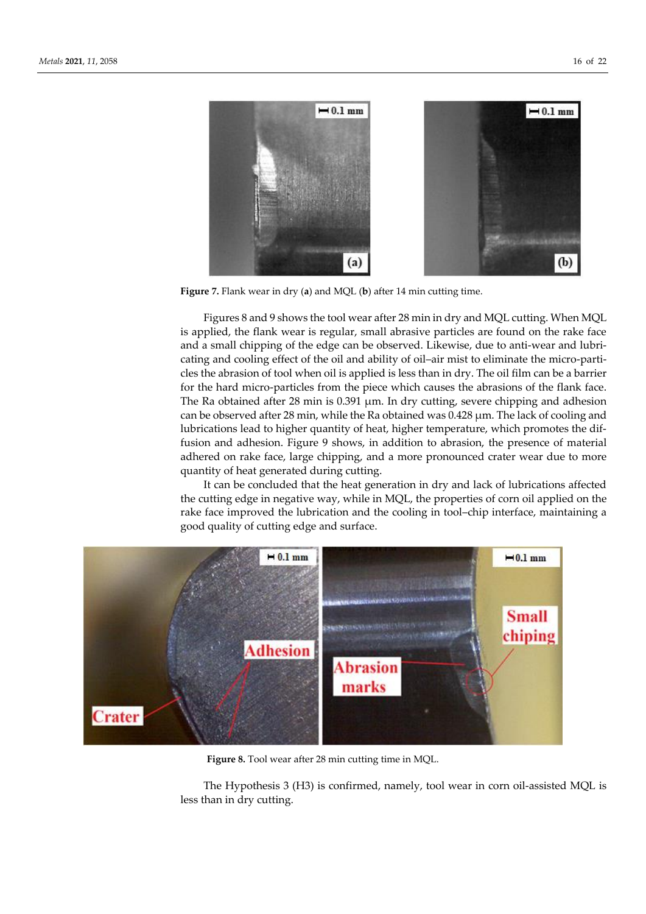**Figure 7.** Flank wear in dry (**a**) and MQL (**b**) after 14 min cutting time.

Figures 8 and 9 shows the tool wear after 28 min in dry and MQL cutting. When MQL is applied, the flank wear is regular, small abrasive particles are found on the rake face and a small chipping of the edge can be observed. Likewise, due to anti-wear and lubricating and cooling effect of the oil and ability of oil–air mist to eliminate the micro-particles the abrasion of tool when oil is applied is less than in dry. The oil film can be a barrier for the hard micro-particles from the piece which causes the abrasions of the flank face. The Ra obtained after 28 min is 0.391 μm. In dry cutting, severe chipping and adhesion can be observed after 28 min, while the Ra obtained was 0.428 μm. The lack of cooling and lubrications lead to higher quantity of heat, higher temperature, which promotes the diffusion and adhesion. Figure 9 shows, in addition to abrasion, the presence of material adhered on rake face, large chipping, and a more pronounced crater wear due to more quantity of heat generated during cutting.

It can be concluded that the heat generation in dry and lack of lubrications affected the cutting edge in negative way, while in MQL, the properties of corn oil applied on the rake face improved the lubrication and the cooling in tool–chip interface, maintaining a good quality of cutting edge and surface.

**Figure 8.** Tool wear after 28 min cutting time in MQL.

The Hypothesis 3 (H3) is confirmed, namely, tool wear in corn oil-assisted MQL is less than in dry cutting.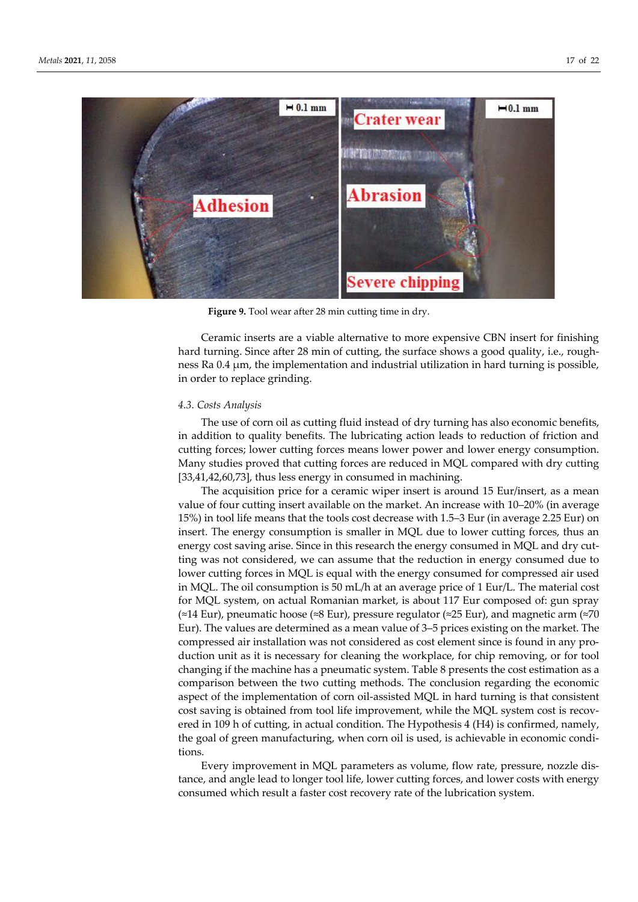**Figure 9.** Tool wear after 28 min cutting time in dry.

Ceramic inserts are a viable alternative to more expensive CBN insert for finishing hard turning. Since after 28 min of cutting, the surface shows a good quality, i.e., roughness Ra 0.4 μm, the implementation and industrial utilization in hard turning is possible, in order to replace grinding.

### 4.3. Costs Analysis

The use of corn oil as cutting fluid instead of dry turning has also economic benefits, in addition to quality benefits. The lubricating action leads to reduction of friction and cutting forces; lower cutting forces means lower power and lower energy consumption. Many studies proved that cutting forces are reduced in MQL compared with dry cutting [33,41,42,60,73], thus less energy in consumed in machining.

The acquisition price for a ceramic wiper insert is around 15 Eur/insert, as a mean value of four cutting insert available on the market. An increase with 10–20% (in average 15%) in tool life means that the tools cost decrease with 1.5–3 Eur (in average 2.25 Eur) on insert. The energy consumption is smaller in MQL due to lower cutting forces, thus an energy cost saving arise. Since in this research the energy consumed in MQL and dry cutting was not considered, we can assume that the reduction in energy consumed due to lower cutting forces in MQL is equal with the energy consumed for compressed air used in MQL. The oil consumption is 50 mL/h at an average price of 1 Eur/L. The material cost for MQL system, on actual Romanian market, is about 117 Eur composed of: gun spray (≈14 Eur), pneumatic hoose (≈8 Eur), pressure regulator (≈25 Eur), and magnetic arm (≈70 Eur). The values are determined as a mean value of 3–5 prices existing on the market. The compressed air installation was not considered as cost element since is found in any production unit as it is necessary for cleaning the workplace, for chip removing, or for tool changing if the machine has a pneumatic system. Table 8 presents the cost estimation as a comparison between the two cutting methods. The conclusion regarding the economic aspect of the implementation of corn oil-assisted MQL in hard turning is that consistent cost saving is obtained from tool life improvement, while the MQL system cost is recovered in 109 h of cutting, in actual condition. The Hypothesis 4 (H4) is confirmed, namely, the goal of green manufacturing, when corn oil is used, is achievable in economic conditions.

Every improvement in MQL parameters as volume, flow rate, pressure, nozzle distance, and angle lead to longer tool life, lower cutting forces, and lower costs with energy consumed which result a faster cost recovery rate of the lubrication system.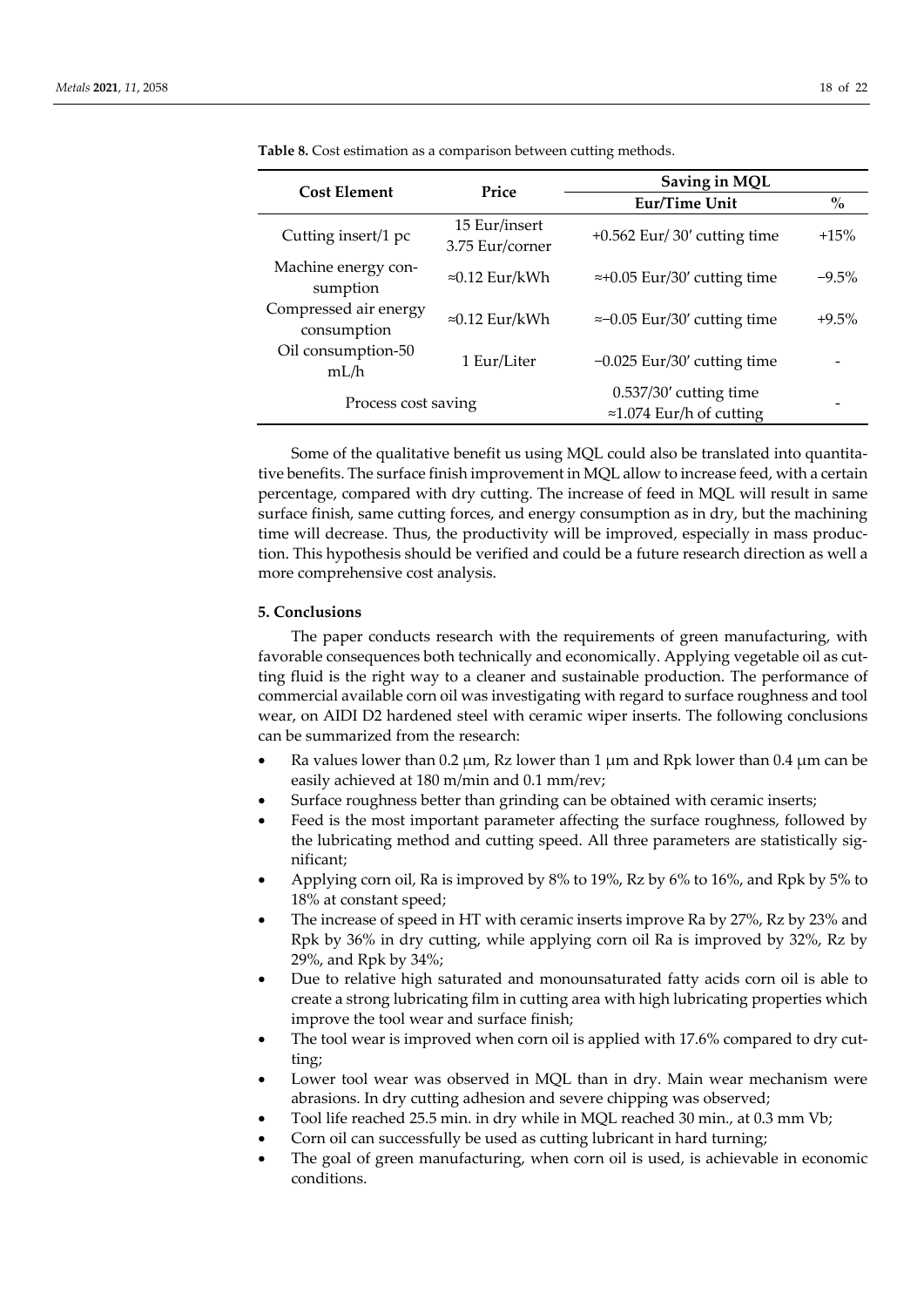**Table 8.** Cost estimation as a comparison between cutting methods.

| Cost Element | Price | Saving in MQL | |
|---|---|---|---|
| | | Eur/Time Unit | % |
| Cutting insert/1 pc | 15 Eur/insert 3.75 Eur/corner | +0.562 Eur/ 30′ cutting time | +15% |
| Machine energy consumption | ≈0.12 Eur/kWh | ≈+0.05 Eur/30′ cutting time | −9.5% |
| Compressed air energy consumption | ≈0.12 Eur/kWh | ≈−0.05 Eur/30′ cutting time | +9.5% |
| Oil consumption-50 mL/h | 1 Eur/Liter | −0.025 Eur/30′ cutting time | - |
| Process cost saving | | 0.537/30′ cutting time ≈1.074 Eur/h of cutting | - |

Some of the qualitative benefit us using MQL could also be translated into quantitative benefits. The surface finish improvement in MQL allow to increase feed, with a certain percentage, compared with dry cutting. The increase of feed in MQL will result in same surface finish, same cutting forces, and energy consumption as in dry, but the machining time will decrease. Thus, the productivity will be improved, especially in mass production. This hypothesis should be verified and could be a future research direction as well a more comprehensive cost analysis.

## 5. Conclusions

The paper conducts research with the requirements of green manufacturing, with favorable consequences both technically and economically. Applying vegetable oil as cutting fluid is the right way to a cleaner and sustainable production. The performance of commercial available corn oil was investigating with regard to surface roughness and tool wear, on AIDI D2 hardened steel with ceramic wiper inserts. The following conclusions can be summarized from the research:

- Ra values lower than 0.2 μm, Rz lower than 1 μm and Rpk lower than 0.4 μm can be easily achieved at 180 m/min and 0.1 mm/rev;
- Surface roughness better than grinding can be obtained with ceramic inserts;
- Feed is the most important parameter affecting the surface roughness, followed by the lubricating method and cutting speed. All three parameters are statistically significant;
- Applying corn oil, Ra is improved by 8% to 19%, Rz by 6% to 16%, and Rpk by 5% to 18% at constant speed;
- The increase of speed in HT with ceramic inserts improve Ra by 27%, Rz by 23% and Rpk by 36% in dry cutting, while applying corn oil Ra is improved by 32%, Rz by 29%, and Rpk by 34%;
- Due to relative high saturated and monounsaturated fatty acids corn oil is able to create a strong lubricating film in cutting area with high lubricating properties which improve the tool wear and surface finish;
- The tool wear is improved when corn oil is applied with 17.6% compared to dry cutting;
- Lower tool wear was observed in MQL than in dry. Main wear mechanism were abrasions. In dry cutting adhesion and severe chipping was observed;
- Tool life reached 25.5 min. in dry while in MQL reached 30 min., at 0.3 mm Vb;
- Corn oil can successfully be used as cutting lubricant in hard turning;
- The goal of green manufacturing, when corn oil is used, is achievable in economic conditions.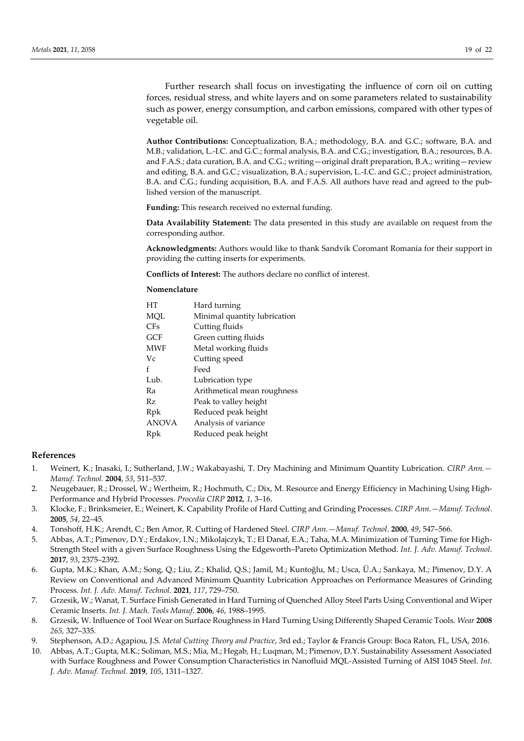Further research shall focus on investigating the influence of corn oil on cutting forces, residual stress, and white layers and on some parameters related to sustainability such as power, energy consumption, and carbon emissions, compared with other types of vegetable oil.

**Author Contributions:** Conceptualization, B.A.; methodology, B.A. and G.C.; software, B.A. and M.B.; validation, L.-I.C. and G.C.; formal analysis, B.A. and C.G.; investigation, B.A.; resources, B.A. and F.A.S.; data curation, B.A. and C.G.; writing—original draft preparation, B.A.; writing—review and editing, B.A. and G.C.; visualization, B.A.; supervision, L.-I.C. and G.C.; project administration, B.A. and C.G.; funding acquisition, B.A. and F.A.S. All authors have read and agreed to the published version of the manuscript.

**Funding:** This research received no external funding.

**Data Availability Statement:** The data presented in this study are available on request from the corresponding author.

**Acknowledgments:** Authors would like to thank Sandvik Coromant Romania for their support in providing the cutting inserts for experiments.

**Conflicts of Interest:** The authors declare no conflict of interest.

**Nomenclature**

| | |
|---|---|
| HT | Hard turning |
| MQL | Minimal quantity lubrication |
| CFs | Cutting fluids |
| GCF | Green cutting fluids |
| MWF | Metal working fluids |
| Vc | Cutting speed |
| f | Feed |
| Lub. | Lubrication type |
| Ra | Arithmetical mean roughness |
| Rz | Peak to valley height |
| Rpk | Reduced peak height |
| ANOVA | Analysis of variance |
| Rpk | Reduced peak height |

## References

1. Weinert, K.; Inasaki, I.; Sutherland, J.W.; Wakabayashi, T. Dry Machining and Minimum Quantity Lubrication. *CIRP Ann.—Manuf. Technol.* **2004**, *53*, 511–537.
2. Neugebauer, R.; Drossel, W.; Wertheim, R.; Hochmuth, C.; Dix, M. Resource and Energy Efficiency in Machining Using High-Performance and Hybrid Processes. *Procedia CIRP* **2012**, *1*, 3–16.
3. Klocke, F.; Brinksmeier, E.; Weinert, K. Capability Profile of Hard Cutting and Grinding Processes. *CIRP Ann.—Manuf. Technol*. **2005**, *54*, 22–45.
4. Tonshoff, H.K.; Arendt, C.; Ben Amor, R. Cutting of Hardened Steel. *CIRP Ann.—Manuf. Technol*. **2000**, *49*, 547–566.
5. Abbas, A.T.; Pimenov, D.Y.; Erdakov, I.N.; Mikolajczyk, T.; El Danaf, E.A.; Taha, M.A. Minimization of Turning Time for High-Strength Steel with a given Surface Roughness Using the Edgeworth–Pareto Optimization Method. *Int. J. Adv. Manuf. Technol*. **2017**, *93*, 2375–2392.
6. Gupta, M.K.; Khan, A.M.; Song, Q.; Liu, Z.; Khalid, Q.S.; Jamil, M.; Kuntoğlu, M.; Usca, Ü.A.; Sarıkaya, M.; Pimenov, D.Y. A Review on Conventional and Advanced Minimum Quantity Lubrication Approaches on Performance Measures of Grinding Process. *Int. J. Adv. Manuf. Technol.* **2021**, *117*, 729–750.
7. Grzesik, W.; Wanat, T. Surface Finish Generated in Hard Turning of Quenched Alloy Steel Parts Using Conventional and Wiper Ceramic Inserts. *Int. J. Mach. Tools Manuf*. **2006**, *46*, 1988–1995.
8. Grzesik, W. Influence of Tool Wear on Surface Roughness in Hard Turning Using Differently Shaped Ceramic Tools. *Wear* **2008** *265*, 327–335.
9. Stephenson, A.D.; Agapiou, J.S. *Metal Cutting Theory and Practice*, 3rd ed.; Taylor & Francis Group: Boca Raton, FL, USA, 2016.
10. Abbas, A.T.; Gupta, M.K.; Soliman, M.S.; Mia, M.; Hegab, H.; Luqman, M.; Pimenov, D.Y. Sustainability Assessment Associated with Surface Roughness and Power Consumption Characteristics in Nanofluid MQL-Assisted Turning of AISI 1045 Steel. *Int. J. Adv. Manuf. Technol.* **2019**, *105*, 1311–1327.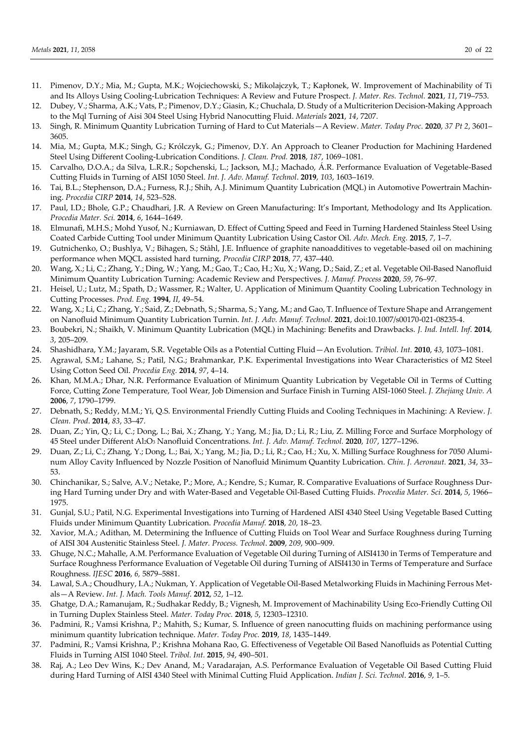11. Pimenov, D.Y.; Mia, M.; Gupta, M.K.; Wojciechowski, S.; Mikolajczyk, T.; Kapłonek, W. Improvement of Machinability of Ti and Its Alloys Using Cooling-Lubrication Techniques: A Review and Future Prospect. *J. Mater. Res. Technol.* **2021**, *11*, 719–753.
12. Dubey, V.; Sharma, A.K.; Vats, P.; Pimenov, D.Y.; Giasin, K.; Chuchala, D. Study of a Multicriterion Decision-Making Approach to the Mql Turning of Aisi 304 Steel Using Hybrid Nanocutting Fluid. *Materials* **2021**, *14*, 7207.
13. Singh, R. Minimum Quantity Lubrication Turning of Hard to Cut Materials—A Review. *Mater. Today Proc*. **2020**, *37 Pt 2*, 3601–3605.
14. Mia, M.; Gupta, M.K.; Singh, G.; Królczyk, G.; Pimenov, D.Y. An Approach to Cleaner Production for Machining Hardened Steel Using Different Cooling-Lubrication Conditions. *J. Clean. Prod.* **2018**, *187*, 1069–1081.
15. Carvalho, D.O.A.; da Silva, L.R.R.; Sopchenski, L.; Jackson, M.J.; Machado, Á.R. Performance Evaluation of Vegetable-Based Cutting Fluids in Turning of AISI 1050 Steel. *Int. J. Adv. Manuf. Technol*. **2019**, *103*, 1603–1619.
16. Tai, B.L.; Stephenson, D.A.; Furness, R.J.; Shih, A.J. Minimum Quantity Lubrication (MQL) in Automotive Powertrain Machining. *Procedia CIRP* **2014**, *14*, 523–528.
17. Paul, I.D.; Bhole, G.P.; Chaudhari, J.R. A Review on Green Manufacturing: It's Important, Methodology and Its Application. *Procedia Mater. Sci.* **2014**, *6*, 1644–1649.
18. Elmunafi, M.H.S.; Mohd Yusof, N.; Kurniawan, D. Effect of Cutting Speed and Feed in Turning Hardened Stainless Steel Using Coated Carbide Cutting Tool under Minimum Quantity Lubrication Using Castor Oil. *Adv. Mech. Eng.* **2015**, *7*, 1–7.
19. Gutnichenko, O.; Bushlya, V.; Bihagen, S.; Ståhl, J.E. Influence of graphite nanoadditives to vegetable-based oil on machining performance when MQCL assisted hard turning, *Procedia CIRP* **2018**, *77*, 437–440.
20. Wang, X.; Li, C.; Zhang, Y.; Ding, W.; Yang, M.; Gao, T.; Cao, H.; Xu, X.; Wang, D.; Said, Z.; et al. Vegetable Oil-Based Nanofluid Minimum Quantity Lubrication Turning: Academic Review and Perspectives. *J. Manuf. Process* **2020**, *59*, 76–97.
21. Heisel, U.; Lutz, M.; Spath, D.; Wassmer, R.; Walter, U. Application of Minimum Quantity Cooling Lubrication Technology in Cutting Processes. *Prod. Eng.* **1994**, *II*, 49–54.
22. Wang, X.; Li, C.; Zhang, Y.; Said, Z.; Debnath, S.; Sharma, S.; Yang, M.; and Gao, T. Influence of Texture Shape and Arrangement on Nanofluid Minimum Quantity Lubrication Turnin. *Int. J. Adv. Manuf. Technol*. **2021**, doi:10.1007/s00170-021-08235-4.
23. Boubekri, N.; Shaikh, V. Minimum Quantity Lubrication (MQL) in Machining: Benefits and Drawbacks. *J. Ind. Intell. Inf*. **2014**, *3*, 205–209.
24. Shashidhara, Y.M.; Jayaram, S.R. Vegetable Oils as a Potential Cutting Fluid—An Evolution. *Tribiol. Int.* **2010**, *43*, 1073–1081.
25. Agrawal, S.M.; Lahane, S.; Patil, N.G.; Brahmankar, P.K. Experimental Investigations into Wear Characteristics of M2 Steel Using Cotton Seed Oil. *Procedia Eng.* **2014**, *97*, 4–14.
26. Khan, M.M.A.; Dhar, N.R. Performance Evaluation of Minimum Quantity Lubrication by Vegetable Oil in Terms of Cutting Force, Cutting Zone Temperature, Tool Wear, Job Dimension and Surface Finish in Turning AISI-1060 Steel. *J. Zhejiang Univ. A* **2006**, *7*, 1790–1799.
27. Debnath, S.; Reddy, M.M.; Yi, Q.S. Environmental Friendly Cutting Fluids and Cooling Techniques in Machining: A Review. *J. Clean. Prod.* **2014**, *83*, 33–47.
28. Duan, Z.; Yin, Q.; Li, C.; Dong, L.; Bai, X.; Zhang, Y.; Yang, M.; Jia, D.; Li, R.; Liu, Z. Milling Force and Surface Morphology of 45 Steel under Different $Al_2O_3$ Nanofluid Concentrations. *Int. J. Adv. Manuf. Technol.* **2020**, *107*, 1277–1296.
29. Duan, Z.; Li, C.; Zhang, Y.; Dong, L.; Bai, X.; Yang, M.; Jia, D.; Li, R.; Cao, H.; Xu, X. Milling Surface Roughness for 7050 Aluminum Alloy Cavity Influenced by Nozzle Position of Nanofluid Minimum Quantity Lubrication. *Chin. J. Aeronaut.* **2021**, *34*, 33–53.
30. Chinchanikar, S.; Salve, A.V.; Netake, P.; More, A.; Kendre, S.; Kumar, R. Comparative Evaluations of Surface Roughness During Hard Turning under Dry and with Water-Based and Vegetable Oil-Based Cutting Fluids. *Procedia Mater. Sci*. **2014**, *5*, 1966–1975.
31. Gunjal, S.U.; Patil, N.G. Experimental Investigations into Turning of Hardened AISI 4340 Steel Using Vegetable Based Cutting Fluids under Minimum Quantity Lubrication. *Procedia Manuf.* **2018**, *20*, 18–23.
32. Xavior, M.A.; Adithan, M. Determining the Influence of Cutting Fluids on Tool Wear and Surface Roughness during Turning of AISI 304 Austenitic Stainless Steel. *J. Mater. Process. Technol*. **2009**, *209*, 900–909.
33. Ghuge, N.C.; Mahalle, A.M. Performance Evaluation of Vegetable Oil during Turning of AISI4130 in Terms of Temperature and Surface Roughness Performance Evaluation of Vegetable Oil during Turning of AISI4130 in Terms of Temperature and Surface Roughness. *IJESC* **2016**, *6,* 5879–5881.
34. Lawal, S.A.; Choudhury, I.A.; Nukman, Y. Application of Vegetable Oil-Based Metalworking Fluids in Machining Ferrous Metals—A Review. *Int. J. Mach. Tools Manuf*. **2012**, *52*, 1–12.
35. Ghatge, D.A.; Ramanujam, R.; Sudhakar Reddy, B.; Vignesh, M. Improvement of Machinability Using Eco-Friendly Cutting Oil in Turning Duplex Stainless Steel. *Mater. Today Proc.* **2018**, *5*, 12303–12310.
36. Padmini, R.; Vamsi Krishna, P.; Mahith, S.; Kumar, S. Influence of green nanocutting fluids on machining performance using minimum quantity lubrication technique. *Mater. Today Proc.* **2019**, *18*, 1435–1449.
37. Padmini, R.; Vamsi Krishna, P.; Krishna Mohana Rao, G. Effectiveness of Vegetable Oil Based Nanofluids as Potential Cutting Fluids in Turning AISI 1040 Steel. *Tribol. Int.* **2015**, *94*, 490–501.
38. Raj, A.; Leo Dev Wins, K.; Dev Anand, M.; Varadarajan, A.S. Performance Evaluation of Vegetable Oil Based Cutting Fluid during Hard Turning of AISI 4340 Steel with Minimal Cutting Fluid Application. *Indian J. Sci. Technol*. **2016**, *9*, 1–5.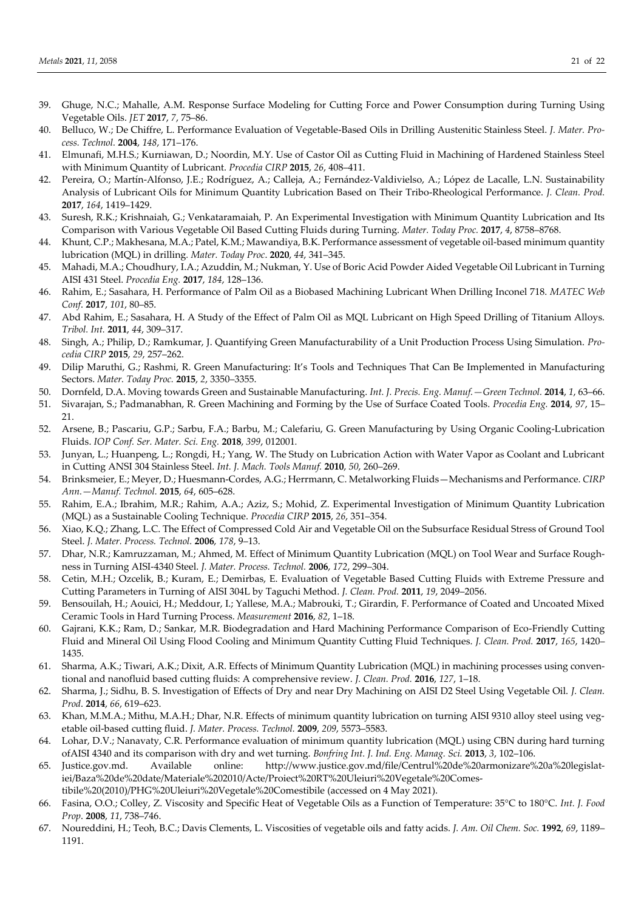39. Ghuge, N.C.; Mahalle, A.M. Response Surface Modeling for Cutting Force and Power Consumption during Turning Using Vegetable Oils. *JET* **2017**, *7*, 75–86.
40. Belluco, W.; De Chiffre, L. Performance Evaluation of Vegetable-Based Oils in Drilling Austenitic Stainless Steel. *J. Mater. Process. Technol.* **2004**, *148*, 171–176.
41. Elmunafi, M.H.S.; Kurniawan, D.; Noordin, M.Y. Use of Castor Oil as Cutting Fluid in Machining of Hardened Stainless Steel with Minimum Quantity of Lubricant. *Procedia CIRP* **2015**, *26*, 408–411.
42. Pereira, O.; Martín-Alfonso, J.E.; Rodríguez, A.; Calleja, A.; Fernández-Valdivielso, A.; López de Lacalle, L.N. Sustainability Analysis of Lubricant Oils for Minimum Quantity Lubrication Based on Their Tribo-Rheological Performance. *J. Clean. Prod.* **2017**, *164*, 1419–1429.
43. Suresh, R.K.; Krishnaiah, G.; Venkataramaiah, P. An Experimental Investigation with Minimum Quantity Lubrication and Its Comparison with Various Vegetable Oil Based Cutting Fluids during Turning. *Mater. Today Proc.* **2017**, *4*, 8758–8768.
44. Khunt, C.P.; Makhesana, M.A.; Patel, K.M.; Mawandiya, B.K. Performance assessment of vegetable oil-based minimum quantity lubrication (MQL) in drilling. *Mater. Today Proc*. **2020**, *44*, 341–345.
45. Mahadi, M.A.; Choudhury, I.A.; Azuddin, M.; Nukman, Y. Use of Boric Acid Powder Aided Vegetable Oil Lubricant in Turning AISI 431 Steel. *Procedia Eng.* **2017**, *184*, 128–136.
46. Rahim, E.; Sasahara, H. Performance of Palm Oil as a Biobased Machining Lubricant When Drilling Inconel 718. *MATEC Web Conf*. **2017**, *101*, 80–85.
47. Abd Rahim, E.; Sasahara, H. A Study of the Effect of Palm Oil as MQL Lubricant on High Speed Drilling of Titanium Alloys. *Tribol. Int.* **2011**, *44*, 309–317.
48. Singh, A.; Philip, D.; Ramkumar, J. Quantifying Green Manufacturability of a Unit Production Process Using Simulation. *Procedia CIRP* **2015**, *29*, 257–262.
49. Dilip Maruthi, G.; Rashmi, R. Green Manufacturing: It's Tools and Techniques That Can Be Implemented in Manufacturing Sectors. *Mater. Today Proc.* **2015**, *2*, 3350–3355.
50. Dornfeld, D.A. Moving towards Green and Sustainable Manufacturing. *Int. J. Precis. Eng. Manuf.—Green Technol.* **2014**, *1*, 63–66.
51. Sivarajan, S.; Padmanabhan, R. Green Machining and Forming by the Use of Surface Coated Tools. *Procedia Eng.* **2014**, *97*, 15–21.
52. Arsene, B.; Pascariu, G.P.; Sarbu, F.A.; Barbu, M.; Calefariu, G. Green Manufacturing by Using Organic Cooling-Lubrication Fluids. *IOP Conf. Ser. Mater. Sci. Eng.* **2018**, *399*, 012001.
53. Junyan, L.; Huanpeng, L.; Rongdi, H.; Yang, W. The Study on Lubrication Action with Water Vapor as Coolant and Lubricant in Cutting ANSI 304 Stainless Steel. *Int. J. Mach. Tools Manuf.* **2010**, *50*, 260–269.
54. Brinksmeier, E.; Meyer, D.; Huesmann-Cordes, A.G.; Herrmann, C. Metalworking Fluids—Mechanisms and Performance. *CIRP Ann.—Manuf. Technol.* **2015**, *64*, 605–628.
55. Rahim, E.A.; Ibrahim, M.R.; Rahim, A.A.; Aziz, S.; Mohid, Z. Experimental Investigation of Minimum Quantity Lubrication (MQL) as a Sustainable Cooling Technique. *Procedia CIRP* **2015**, *26*, 351–354.
56. Xiao, K.Q.; Zhang, L.C. The Effect of Compressed Cold Air and Vegetable Oil on the Subsurface Residual Stress of Ground Tool Steel. *J. Mater. Process. Technol.* **2006**, *178*, 9–13.
57. Dhar, N.R.; Kamruzzaman, M.; Ahmed, M. Effect of Minimum Quantity Lubrication (MQL) on Tool Wear and Surface Roughness in Turning AISI-4340 Steel. *J. Mater. Process. Technol.* **2006**, *172*, 299–304.
58. Cetin, M.H.; Ozcelik, B.; Kuram, E.; Demirbas, E. Evaluation of Vegetable Based Cutting Fluids with Extreme Pressure and Cutting Parameters in Turning of AISI 304L by Taguchi Method. *J. Clean. Prod.* **2011**, *19*, 2049–2056.
59. Bensouilah, H.; Aouici, H.; Meddour, I.; Yallese, M.A.; Mabrouki, T.; Girardin, F. Performance of Coated and Uncoated Mixed Ceramic Tools in Hard Turning Process. *Measurement* **2016**, *82*, 1–18.
60. Gajrani, K.K.; Ram, D.; Sankar, M.R. Biodegradation and Hard Machining Performance Comparison of Eco-Friendly Cutting Fluid and Mineral Oil Using Flood Cooling and Minimum Quantity Cutting Fluid Techniques. *J. Clean. Prod.* **2017**, *165*, 1420–1435.
61. Sharma, A.K.; Tiwari, A.K.; Dixit, A.R. Effects of Minimum Quantity Lubrication (MQL) in machining processes using conventional and nanofluid based cutting fluids: A comprehensive review. *J. Clean. Prod.* **2016**, *127*, 1–18.
62. Sharma, J.; Sidhu, B. S. Investigation of Effects of Dry and near Dry Machining on AISI D2 Steel Using Vegetable Oil. *J. Clean. Prod*. **2014**, *66*, 619–623.
63. Khan, M.M.A.; Mithu, M.A.H.; Dhar, N.R. Effects of minimum quantity lubrication on turning AISI 9310 alloy steel using vegetable oil-based cutting fluid. *J. Mater. Process. Technol.* **2009**, *209*, 5573–5583.
64. Lohar, D.V.; Nanavaty, C.R. Performance evaluation of minimum quantity lubrication (MQL) using CBN during hard turning ofAISI 4340 and its comparison with dry and wet turning. *Bonfring Int. J. Ind. Eng. Manag. Sci.* **2013**, *3*, 102–106.
65. Justice.gov.md. Available online: http://www.justice.gov.md/file/Centrul%20de%20armonizare%20a%20legislatiei/Baza%20de%20date/Materiale%202010/Acte/Proiect%20RT%20Uleiuri%20Vegetale%20Comestibile%20(2010)/PHG%20Uleiuri%20Vegetale%20Comestibile (accessed on 4 May 2021).
66. Fasina, O.O.; Colley, Z. Viscosity and Specific Heat of Vegetable Oils as a Function of Temperature: 35°C to 180°C. *Int. J. Food Prop*. **2008**, *11*, 738–746.
67. Noureddini, H.; Teoh, B.C.; Davis Clements, L. Viscosities of vegetable oils and fatty acids. *J. Am. Oil Chem. Soc.* **1992**, *69*, 1189–1191.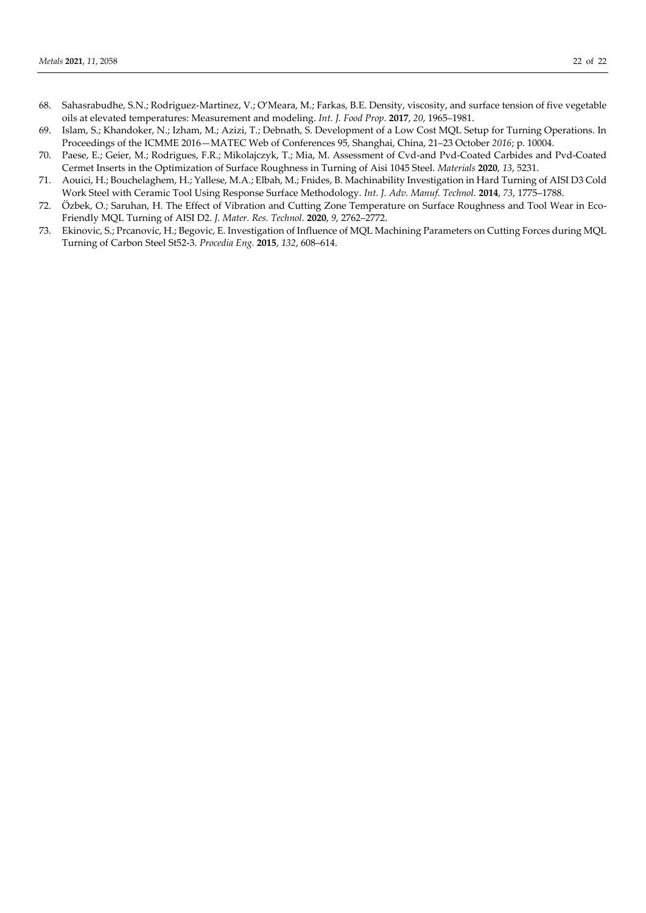68. Sahasrabudhe, S.N.; Rodriguez-Martinez, V.; O'Meara, M.; Farkas, B.E. Density, viscosity, and surface tension of five vegetable oils at elevated temperatures: Measurement and modeling. *Int. J. Food Prop.* **2017**, *20*, 1965–1981.
69. Islam, S.; Khandoker, N.; Izham, M.; Azizi, T.; Debnath, S. Development of a Low Cost MQL Setup for Turning Operations. In Proceedings of the ICMME 2016—MATEC Web of Conferences 95, Shanghai, China, 21–23 October *2016*; p. 10004.
70. Paese, E.; Geier, M.; Rodrigues, F.R.; Mikolajczyk, T.; Mia, M. Assessment of Cvd-and Pvd-Coated Carbides and Pvd-Coated Cermet Inserts in the Optimization of Surface Roughness in Turning of Aisi 1045 Steel. *Materials* **2020**, *13*, 5231.
71. Aouici, H.; Bouchelaghem, H.; Yallese, M.A.; Elbah, M.; Fnides, B. Machinability Investigation in Hard Turning of AISI D3 Cold Work Steel with Ceramic Tool Using Response Surface Methodology. *Int. J. Adv. Manuf. Technol.* **2014**, *73*, 1775–1788.
72. Özbek, O.; Saruhan, H. The Effect of Vibration and Cutting Zone Temperature on Surface Roughness and Tool Wear in Eco-Friendly MQL Turning of AISI D2. *J. Mater. Res. Technol.* **2020**, *9*, 2762–2772.
73. Ekinovic, S.; Prcanovic, H.; Begovic, E. Investigation of Influence of MQL Machining Parameters on Cutting Forces during MQL Turning of Carbon Steel St52-3. *Procedia Eng.* **2015**, *132*, 608–614.